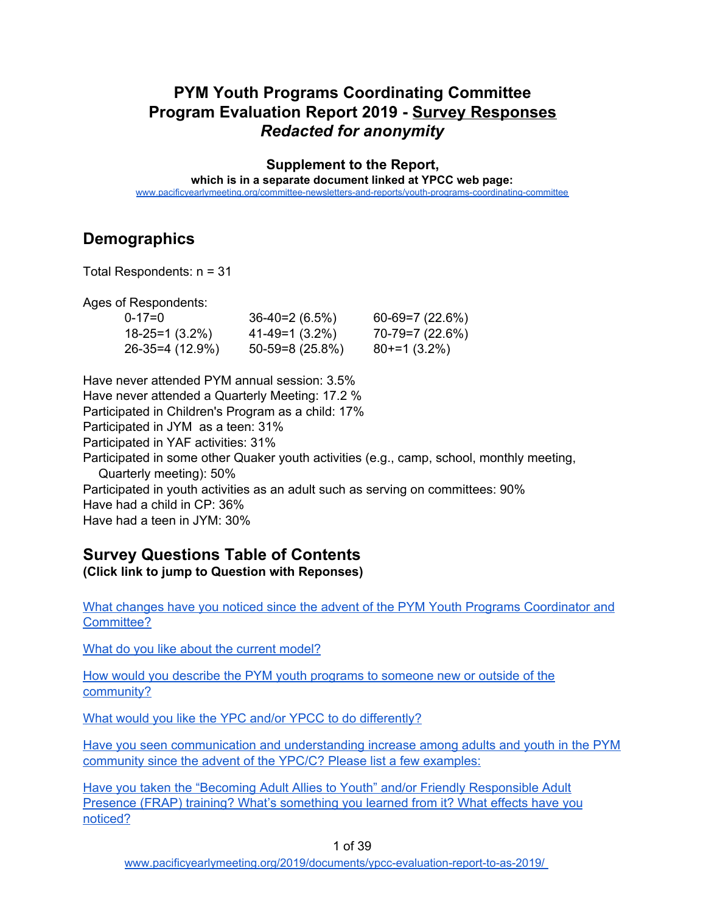# PYM Youth Programs Coordinating Committee
# Program Evaluation Report 2019 - Survey Responses
# *Redacted for anonymity*

**Supplement to the Report,**

**which is in a separate document linked at YPCC web page:**

www.pacificyearlymeeting.org/committee-newsletters-and-reports/youth-programs-coordinating-committee

## Demographics

Total Respondents: n = 31

Ages of Respondents:

| | | |
|---|---|---|
| 0-17=0 | 36-40=2 (6.5%) | 60-69=7 (22.6%) |
| 18-25=1 (3.2%) | 41-49=1 (3.2%) | 70-79=7 (22.6%) |
| 26-35=4 (12.9%) | 50-59=8 (25.8%) | 80+=1 (3.2%) |

Have never attended PYM annual session: 3.5%

Have never attended a Quarterly Meeting: 17.2 %

Participated in Children's Program as a child: 17%

Participated in JYM as a teen: 31%

Participated in YAF activities: 31%

Participated in some other Quaker youth activities (e.g., camp, school, monthly meeting, Quarterly meeting): 50%

Participated in youth activities as an adult such as serving on committees: 90%

Have had a child in CP: 36%

Have had a teen in JYM: 30%

## Survey Questions Table of Contents

**(Click link to jump to Question with Reponses)**

What changes have you noticed since the advent of the PYM Youth Programs Coordinator and Committee?

What do you like about the current model?

How would you describe the PYM youth programs to someone new or outside of the community?

What would you like the YPC and/or YPCC to do differently?

Have you seen communication and understanding increase among adults and youth in the PYM community since the advent of the YPC/C? Please list a few examples:

Have you taken the "Becoming Adult Allies to Youth" and/or Friendly Responsible Adult Presence (FRAP) training? What's something you learned from it? What effects have you noticed?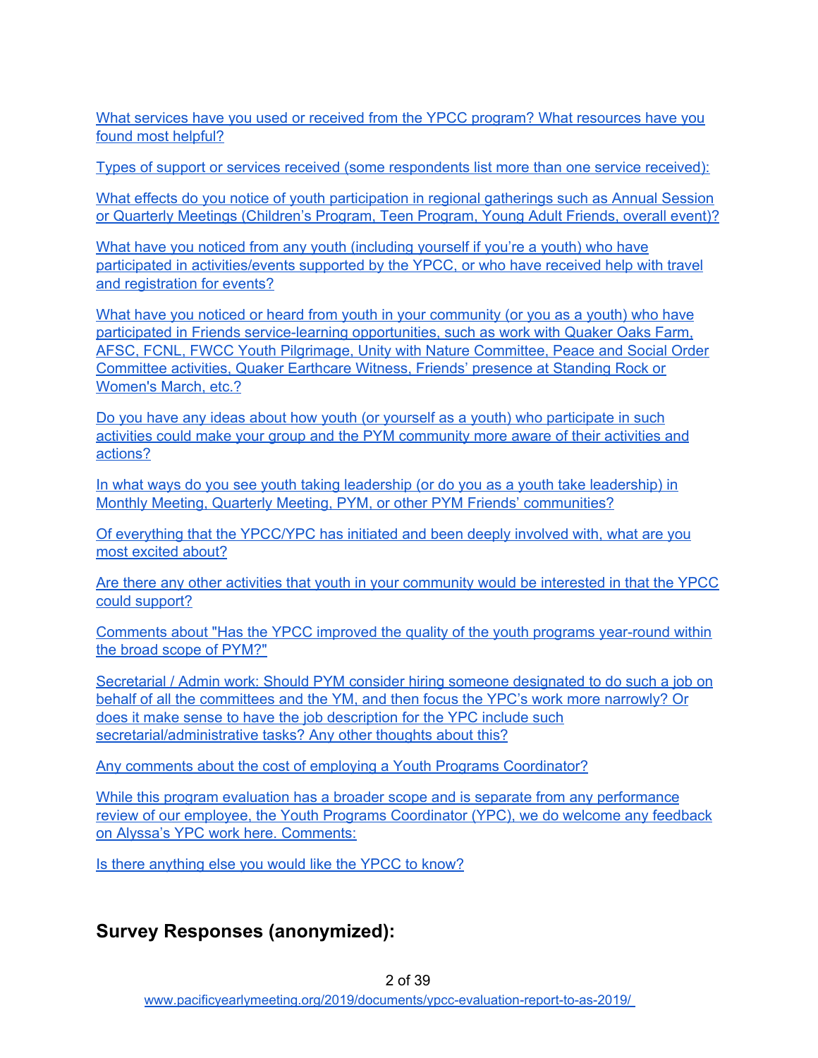What services have you used or received from the YPCC program? What resources have you found most helpful?

Types of support or services received (some respondents list more than one service received):

What effects do you notice of youth participation in regional gatherings such as Annual Session or Quarterly Meetings (Children's Program, Teen Program, Young Adult Friends, overall event)?

What have you noticed from any youth (including yourself if you're a youth) who have participated in activities/events supported by the YPCC, or who have received help with travel and registration for events?

What have you noticed or heard from youth in your community (or you as a youth) who have participated in Friends service-learning opportunities, such as work with Quaker Oaks Farm, AFSC, FCNL, FWCC Youth Pilgrimage, Unity with Nature Committee, Peace and Social Order Committee activities, Quaker Earthcare Witness, Friends' presence at Standing Rock or Women's March, etc.?

Do you have any ideas about how youth (or yourself as a youth) who participate in such activities could make your group and the PYM community more aware of their activities and actions?

In what ways do you see youth taking leadership (or do you as a youth take leadership) in Monthly Meeting, Quarterly Meeting, PYM, or other PYM Friends' communities?

Of everything that the YPCC/YPC has initiated and been deeply involved with, what are you most excited about?

Are there any other activities that youth in your community would be interested in that the YPCC could support?

Comments about "Has the YPCC improved the quality of the youth programs year-round within the broad scope of PYM?"

Secretarial / Admin work: Should PYM consider hiring someone designated to do such a job on behalf of all the committees and the YM, and then focus the YPC's work more narrowly? Or does it make sense to have the job description for the YPC include such secretarial/administrative tasks? Any other thoughts about this?

Any comments about the cost of employing a Youth Programs Coordinator?

While this program evaluation has a broader scope and is separate from any performance review of our employee, the Youth Programs Coordinator (YPC), we do welcome any feedback on Alyssa's YPC work here. Comments:

Is there anything else you would like the YPCC to know?

## Survey Responses (anonymized):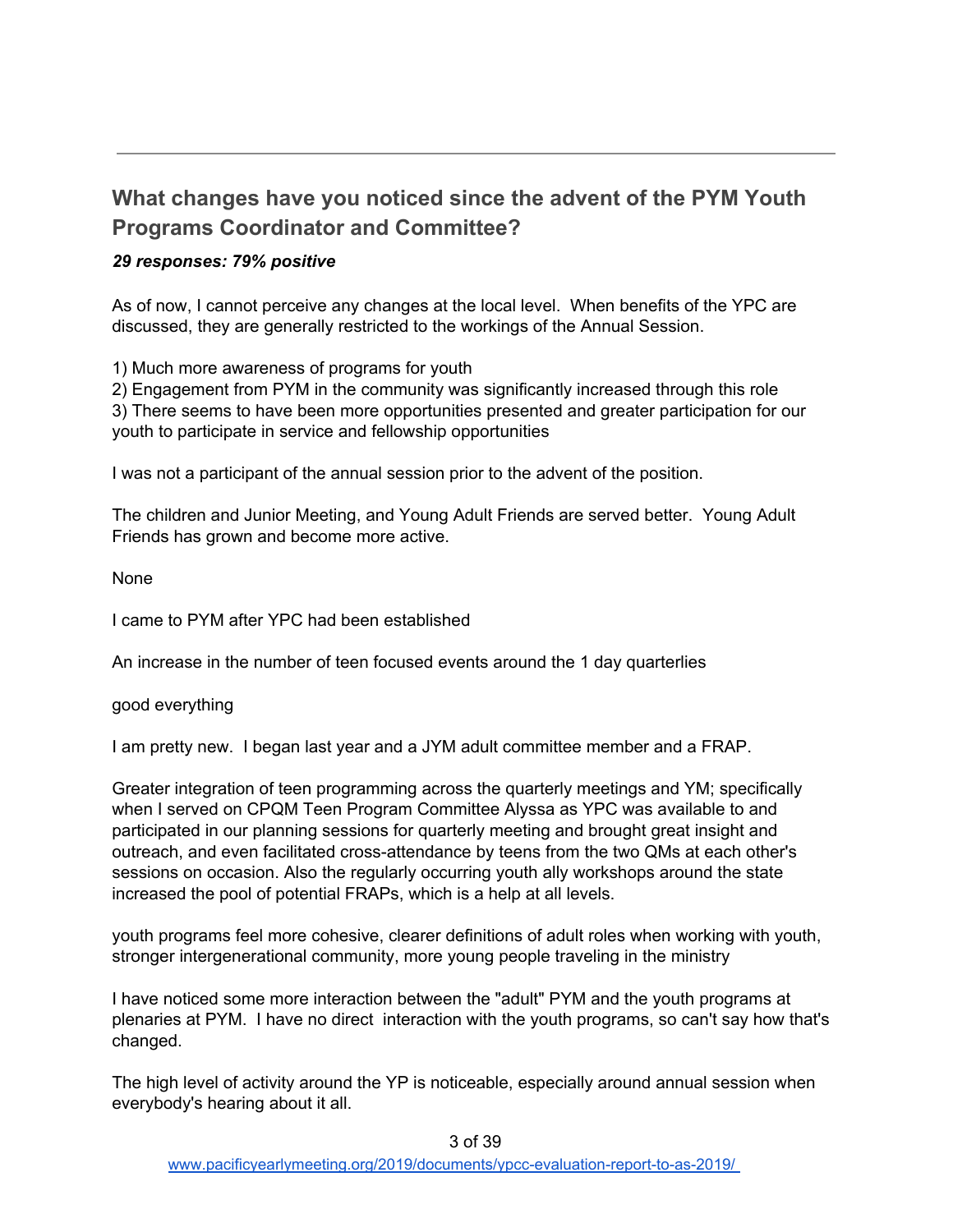## What changes have you noticed since the advent of the PYM Youth Programs Coordinator and Committee?

***29 responses: 79% positive***

As of now, I cannot perceive any changes at the local level. When benefits of the YPC are discussed, they are generally restricted to the workings of the Annual Session.

1) Much more awareness of programs for youth
2) Engagement from PYM in the community was significantly increased through this role
3) There seems to have been more opportunities presented and greater participation for our youth to participate in service and fellowship opportunities

I was not a participant of the annual session prior to the advent of the position.

The children and Junior Meeting, and Young Adult Friends are served better. Young Adult Friends has grown and become more active.

None

I came to PYM after YPC had been established

An increase in the number of teen focused events around the 1 day quarterlies

good everything

I am pretty new. I began last year and a JYM adult committee member and a FRAP.

Greater integration of teen programming across the quarterly meetings and YM; specifically when I served on CPQM Teen Program Committee Alyssa as YPC was available to and participated in our planning sessions for quarterly meeting and brought great insight and outreach, and even facilitated cross-attendance by teens from the two QMs at each other's sessions on occasion. Also the regularly occurring youth ally workshops around the state increased the pool of potential FRAPs, which is a help at all levels.

youth programs feel more cohesive, clearer definitions of adult roles when working with youth, stronger intergenerational community, more young people traveling in the ministry

I have noticed some more interaction between the "adult" PYM and the youth programs at plenaries at PYM. I have no direct interaction with the youth programs, so can't say how that's changed.

The high level of activity around the YP is noticeable, especially around annual session when everybody's hearing about it all.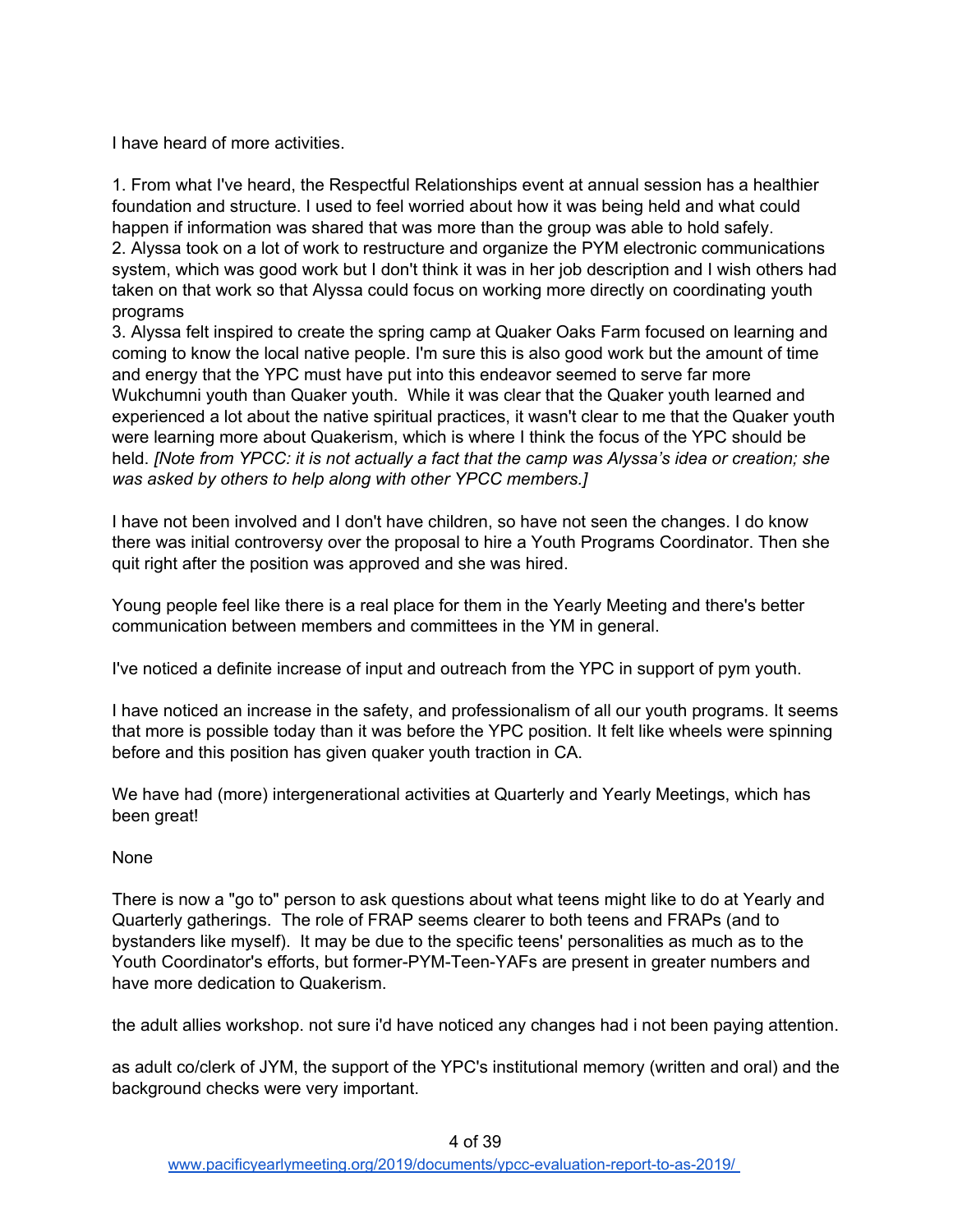I have heard of more activities.

1. From what I've heard, the Respectful Relationships event at annual session has a healthier foundation and structure. I used to feel worried about how it was being held and what could happen if information was shared that was more than the group was able to hold safely.
2. Alyssa took on a lot of work to restructure and organize the PYM electronic communications system, which was good work but I don't think it was in her job description and I wish others had taken on that work so that Alyssa could focus on working more directly on coordinating youth programs
3. Alyssa felt inspired to create the spring camp at Quaker Oaks Farm focused on learning and coming to know the local native people. I'm sure this is also good work but the amount of time and energy that the YPC must have put into this endeavor seemed to serve far more Wukchumni youth than Quaker youth. While it was clear that the Quaker youth learned and experienced a lot about the native spiritual practices, it wasn't clear to me that the Quaker youth were learning more about Quakerism, which is where I think the focus of the YPC should be held. *[Note from YPCC: it is not actually a fact that the camp was Alyssa's idea or creation; she was asked by others to help along with other YPCC members.]*

I have not been involved and I don't have children, so have not seen the changes. I do know there was initial controversy over the proposal to hire a Youth Programs Coordinator. Then she quit right after the position was approved and she was hired.

Young people feel like there is a real place for them in the Yearly Meeting and there's better communication between members and committees in the YM in general.

I've noticed a definite increase of input and outreach from the YPC in support of pym youth.

I have noticed an increase in the safety, and professionalism of all our youth programs. It seems that more is possible today than it was before the YPC position. It felt like wheels were spinning before and this position has given quaker youth traction in CA.

We have had (more) intergenerational activities at Quarterly and Yearly Meetings, which has been great!

None

There is now a "go to" person to ask questions about what teens might like to do at Yearly and Quarterly gatherings. The role of FRAP seems clearer to both teens and FRAPs (and to bystanders like myself). It may be due to the specific teens' personalities as much as to the Youth Coordinator's efforts, but former-PYM-Teen-YAFs are present in greater numbers and have more dedication to Quakerism.

the adult allies workshop. not sure i'd have noticed any changes had i not been paying attention.

as adult co/clerk of JYM, the support of the YPC's institutional memory (written and oral) and the background checks were very important.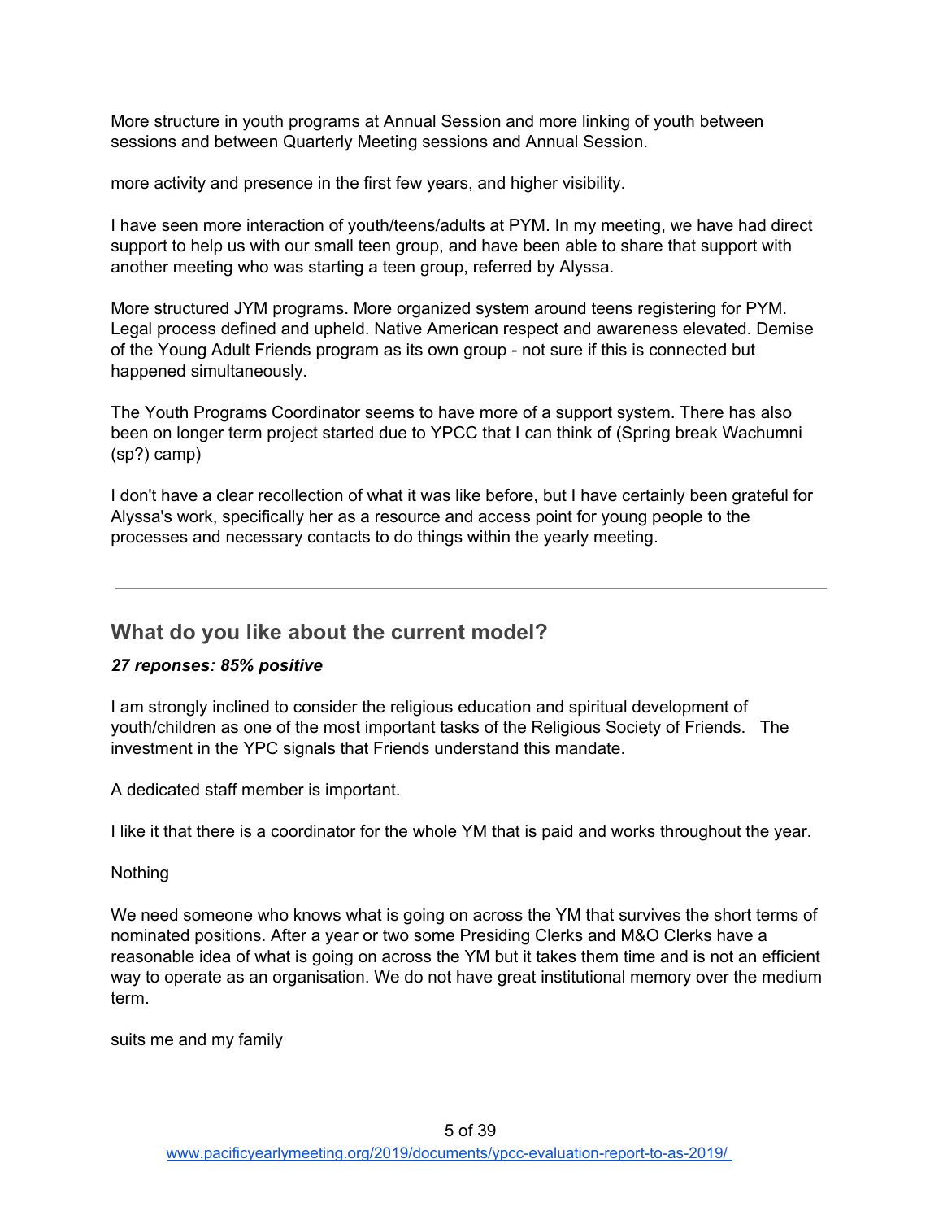More structure in youth programs at Annual Session and more linking of youth between sessions and between Quarterly Meeting sessions and Annual Session.

more activity and presence in the first few years, and higher visibility.

I have seen more interaction of youth/teens/adults at PYM. In my meeting, we have had direct support to help us with our small teen group, and have been able to share that support with another meeting who was starting a teen group, referred by Alyssa.

More structured JYM programs. More organized system around teens registering for PYM. Legal process defined and upheld. Native American respect and awareness elevated. Demise of the Young Adult Friends program as its own group - not sure if this is connected but happened simultaneously.

The Youth Programs Coordinator seems to have more of a support system. There has also been on longer term project started due to YPCC that I can think of (Spring break Wachumni (sp?) camp)

I don't have a clear recollection of what it was like before, but I have certainly been grateful for Alyssa's work, specifically her as a resource and access point for young people to the processes and necessary contacts to do things within the yearly meeting.

---

## What do you like about the current model?

***27 reponses: 85% positive***

I am strongly inclined to consider the religious education and spiritual development of youth/children as one of the most important tasks of the Religious Society of Friends. The investment in the YPC signals that Friends understand this mandate.

A dedicated staff member is important.

I like it that there is a coordinator for the whole YM that is paid and works throughout the year.

Nothing

We need someone who knows what is going on across the YM that survives the short terms of nominated positions. After a year or two some Presiding Clerks and M&O Clerks have a reasonable idea of what is going on across the YM but it takes them time and is not an efficient way to operate as an organisation. We do not have great institutional memory over the medium term.

suits me and my family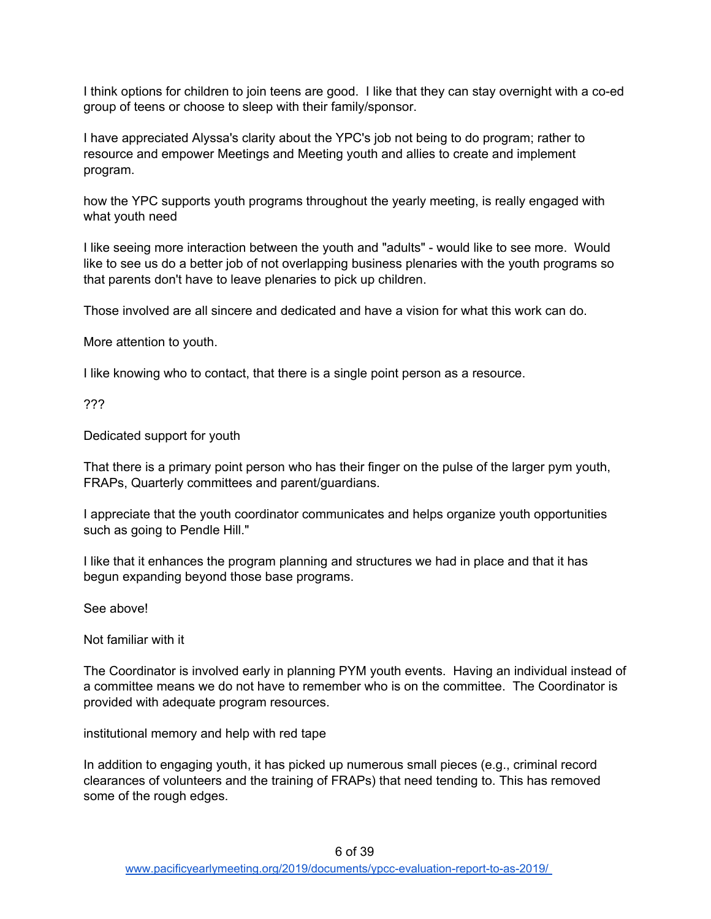I think options for children to join teens are good. I like that they can stay overnight with a co-ed group of teens or choose to sleep with their family/sponsor.

I have appreciated Alyssa's clarity about the YPC's job not being to do program; rather to resource and empower Meetings and Meeting youth and allies to create and implement program.

how the YPC supports youth programs throughout the yearly meeting, is really engaged with what youth need

I like seeing more interaction between the youth and "adults" - would like to see more. Would like to see us do a better job of not overlapping business plenaries with the youth programs so that parents don't have to leave plenaries to pick up children.

Those involved are all sincere and dedicated and have a vision for what this work can do.

More attention to youth.

I like knowing who to contact, that there is a single point person as a resource.

???

Dedicated support for youth

That there is a primary point person who has their finger on the pulse of the larger pym youth, FRAPs, Quarterly committees and parent/guardians.

I appreciate that the youth coordinator communicates and helps organize youth opportunities such as going to Pendle Hill."

I like that it enhances the program planning and structures we had in place and that it has begun expanding beyond those base programs.

See above!

Not familiar with it

The Coordinator is involved early in planning PYM youth events. Having an individual instead of a committee means we do not have to remember who is on the committee. The Coordinator is provided with adequate program resources.

institutional memory and help with red tape

In addition to engaging youth, it has picked up numerous small pieces (e.g., criminal record clearances of volunteers and the training of FRAPs) that need tending to. This has removed some of the rough edges.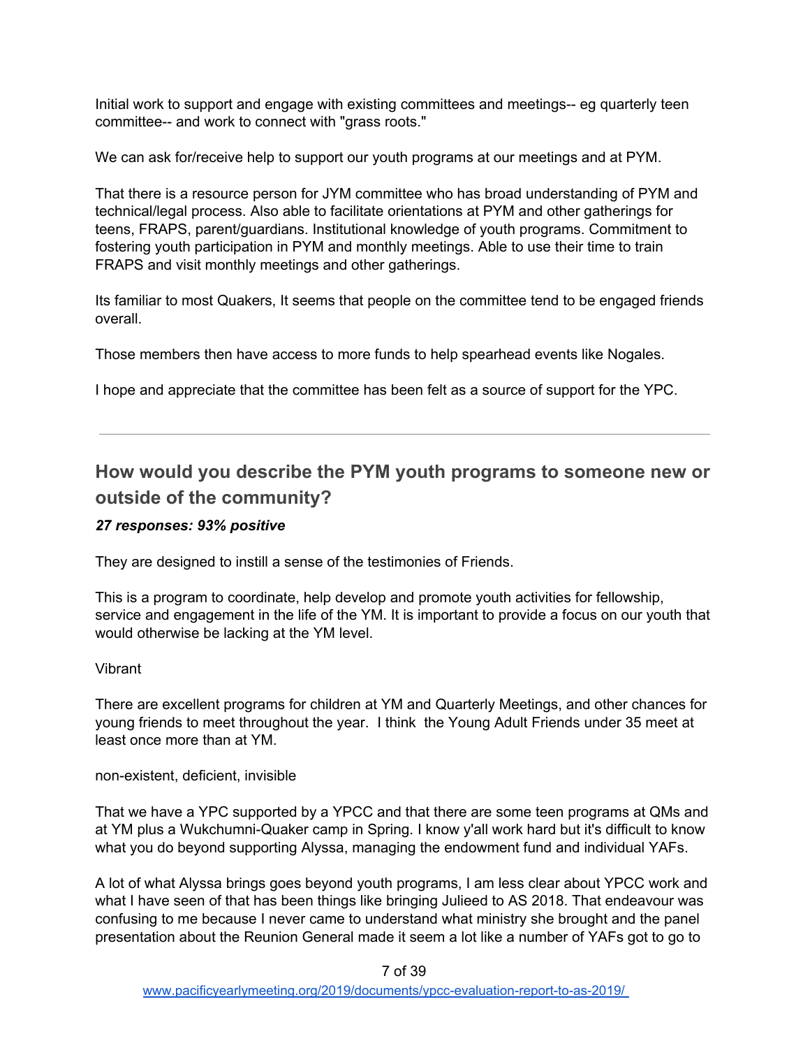Initial work to support and engage with existing committees and meetings-- eg quarterly teen committee-- and work to connect with "grass roots."

We can ask for/receive help to support our youth programs at our meetings and at PYM.

That there is a resource person for JYM committee who has broad understanding of PYM and technical/legal process. Also able to facilitate orientations at PYM and other gatherings for teens, FRAPS, parent/guardians. Institutional knowledge of youth programs. Commitment to fostering youth participation in PYM and monthly meetings. Able to use their time to train FRAPS and visit monthly meetings and other gatherings.

Its familiar to most Quakers, It seems that people on the committee tend to be engaged friends overall.

Those members then have access to more funds to help spearhead events like Nogales.

I hope and appreciate that the committee has been felt as a source of support for the YPC.

---

## How would you describe the PYM youth programs to someone new or outside of the community?

***27 responses: 93% positive***

They are designed to instill a sense of the testimonies of Friends.

This is a program to coordinate, help develop and promote youth activities for fellowship, service and engagement in the life of the YM. It is important to provide a focus on our youth that would otherwise be lacking at the YM level.

Vibrant

There are excellent programs for children at YM and Quarterly Meetings, and other chances for young friends to meet throughout the year. I think the Young Adult Friends under 35 meet at least once more than at YM.

non-existent, deficient, invisible

That we have a YPC supported by a YPCC and that there are some teen programs at QMs and at YM plus a Wukchumni-Quaker camp in Spring. I know y'all work hard but it's difficult to know what you do beyond supporting Alyssa, managing the endowment fund and individual YAFs.

A lot of what Alyssa brings goes beyond youth programs, I am less clear about YPCC work and what I have seen of that has been things like bringing Julieed to AS 2018. That endeavour was confusing to me because I never came to understand what ministry she brought and the panel presentation about the Reunion General made it seem a lot like a number of YAFs got to go to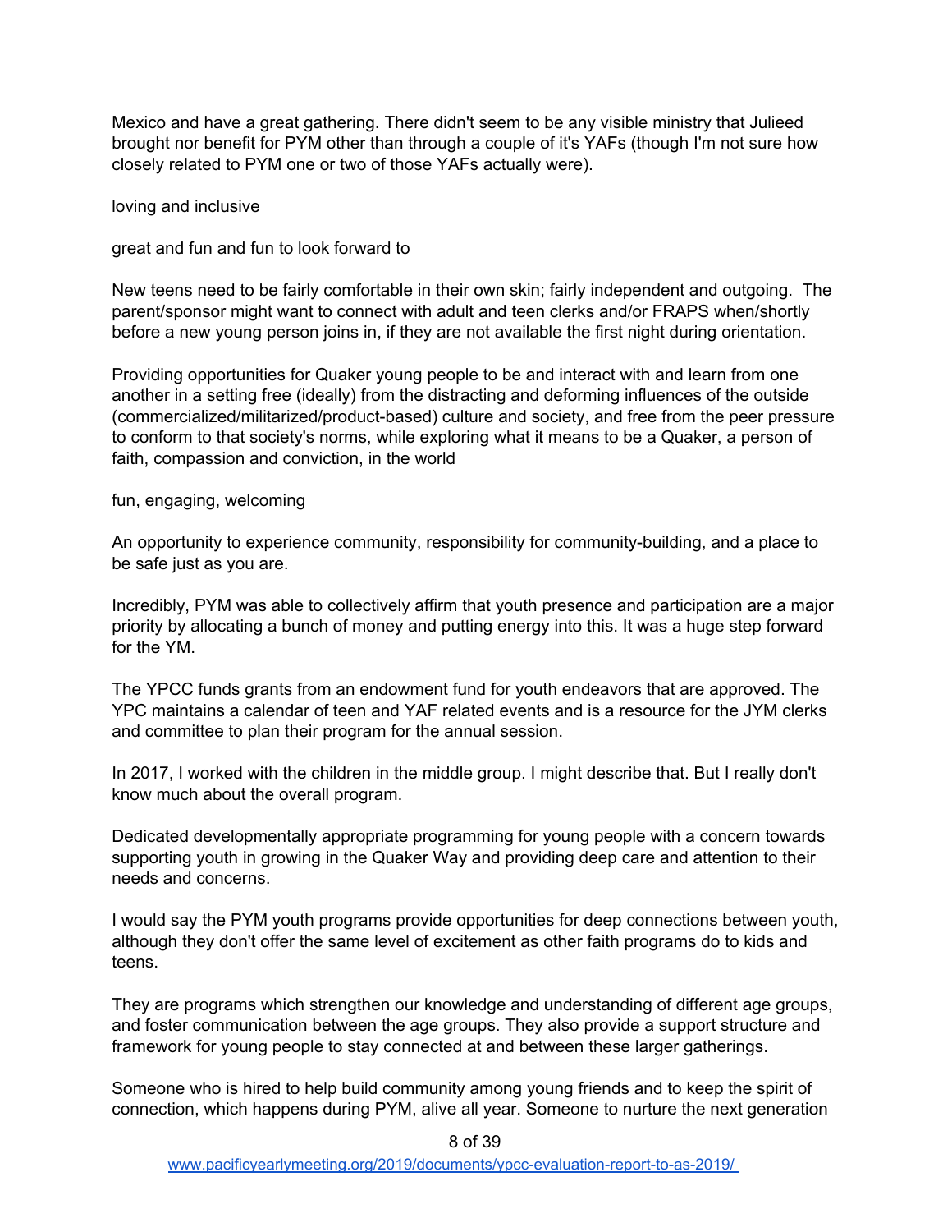Mexico and have a great gathering. There didn't seem to be any visible ministry that Julieed brought nor benefit for PYM other than through a couple of it's YAFs (though I'm not sure how closely related to PYM one or two of those YAFs actually were).

loving and inclusive

great and fun and fun to look forward to

New teens need to be fairly comfortable in their own skin; fairly independent and outgoing. The parent/sponsor might want to connect with adult and teen clerks and/or FRAPS when/shortly before a new young person joins in, if they are not available the first night during orientation.

Providing opportunities for Quaker young people to be and interact with and learn from one another in a setting free (ideally) from the distracting and deforming influences of the outside (commercialized/militarized/product-based) culture and society, and free from the peer pressure to conform to that society's norms, while exploring what it means to be a Quaker, a person of faith, compassion and conviction, in the world

fun, engaging, welcoming

An opportunity to experience community, responsibility for community-building, and a place to be safe just as you are.

Incredibly, PYM was able to collectively affirm that youth presence and participation are a major priority by allocating a bunch of money and putting energy into this. It was a huge step forward for the YM.

The YPCC funds grants from an endowment fund for youth endeavors that are approved. The YPC maintains a calendar of teen and YAF related events and is a resource for the JYM clerks and committee to plan their program for the annual session.

In 2017, I worked with the children in the middle group. I might describe that. But I really don't know much about the overall program.

Dedicated developmentally appropriate programming for young people with a concern towards supporting youth in growing in the Quaker Way and providing deep care and attention to their needs and concerns.

I would say the PYM youth programs provide opportunities for deep connections between youth, although they don't offer the same level of excitement as other faith programs do to kids and teens.

They are programs which strengthen our knowledge and understanding of different age groups, and foster communication between the age groups. They also provide a support structure and framework for young people to stay connected at and between these larger gatherings.

Someone who is hired to help build community among young friends and to keep the spirit of connection, which happens during PYM, alive all year. Someone to nurture the next generation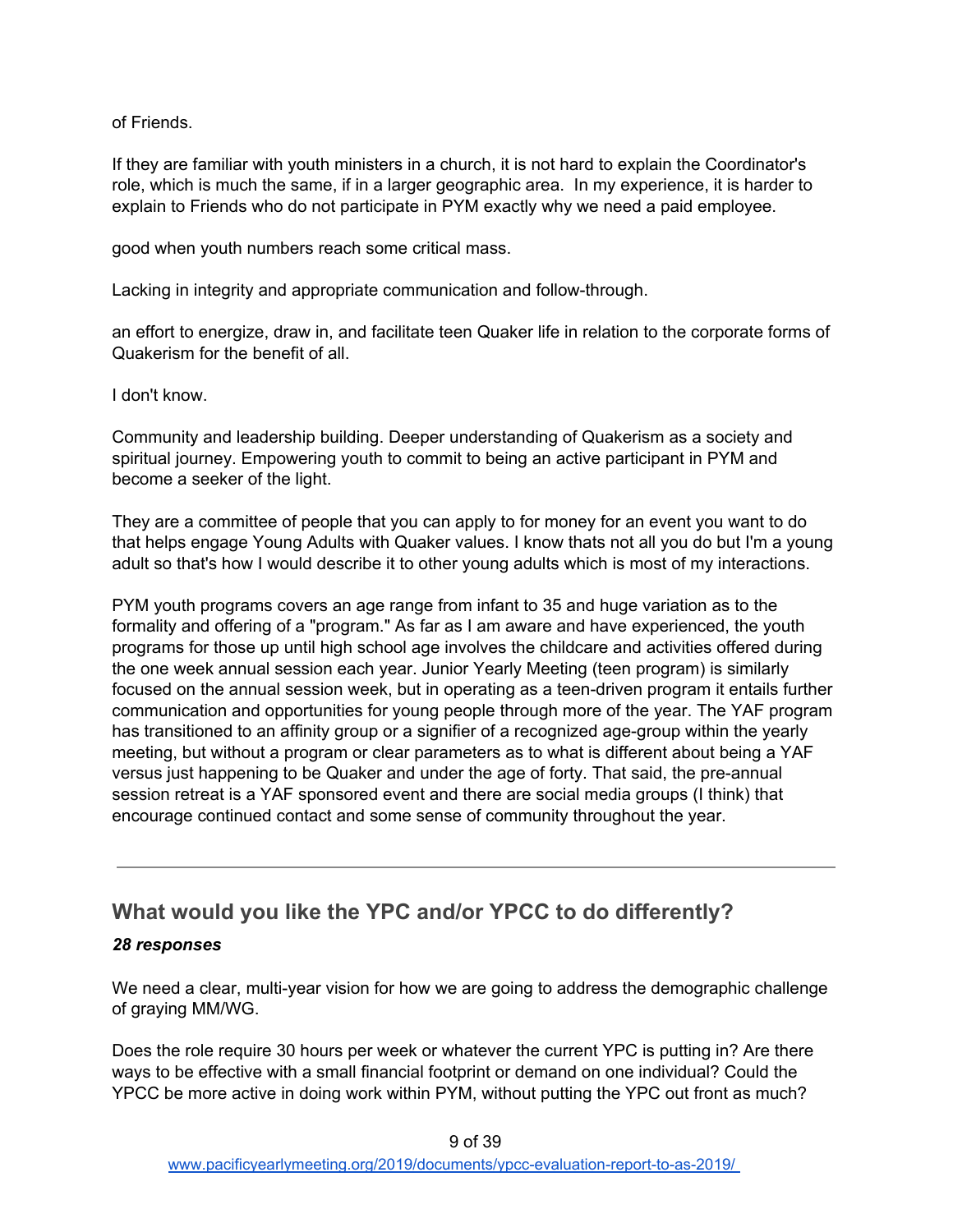of Friends.

If they are familiar with youth ministers in a church, it is not hard to explain the Coordinator's role, which is much the same, if in a larger geographic area. In my experience, it is harder to explain to Friends who do not participate in PYM exactly why we need a paid employee.

good when youth numbers reach some critical mass.

Lacking in integrity and appropriate communication and follow-through.

an effort to energize, draw in, and facilitate teen Quaker life in relation to the corporate forms of Quakerism for the benefit of all.

I don't know.

Community and leadership building. Deeper understanding of Quakerism as a society and spiritual journey. Empowering youth to commit to being an active participant in PYM and become a seeker of the light.

They are a committee of people that you can apply to for money for an event you want to do that helps engage Young Adults with Quaker values. I know thats not all you do but I'm a young adult so that's how I would describe it to other young adults which is most of my interactions.

PYM youth programs covers an age range from infant to 35 and huge variation as to the formality and offering of a "program." As far as I am aware and have experienced, the youth programs for those up until high school age involves the childcare and activities offered during the one week annual session each year. Junior Yearly Meeting (teen program) is similarly focused on the annual session week, but in operating as a teen-driven program it entails further communication and opportunities for young people through more of the year. The YAF program has transitioned to an affinity group or a signifier of a recognized age-group within the yearly meeting, but without a program or clear parameters as to what is different about being a YAF versus just happening to be Quaker and under the age of forty. That said, the pre-annual session retreat is a YAF sponsored event and there are social media groups (I think) that encourage continued contact and some sense of community throughout the year.

---

## What would you like the YPC and/or YPCC to do differently?

***28 responses***

We need a clear, multi-year vision for how we are going to address the demographic challenge of graying MM/WG.

Does the role require 30 hours per week or whatever the current YPC is putting in? Are there ways to be effective with a small financial footprint or demand on one individual? Could the YPCC be more active in doing work within PYM, without putting the YPC out front as much?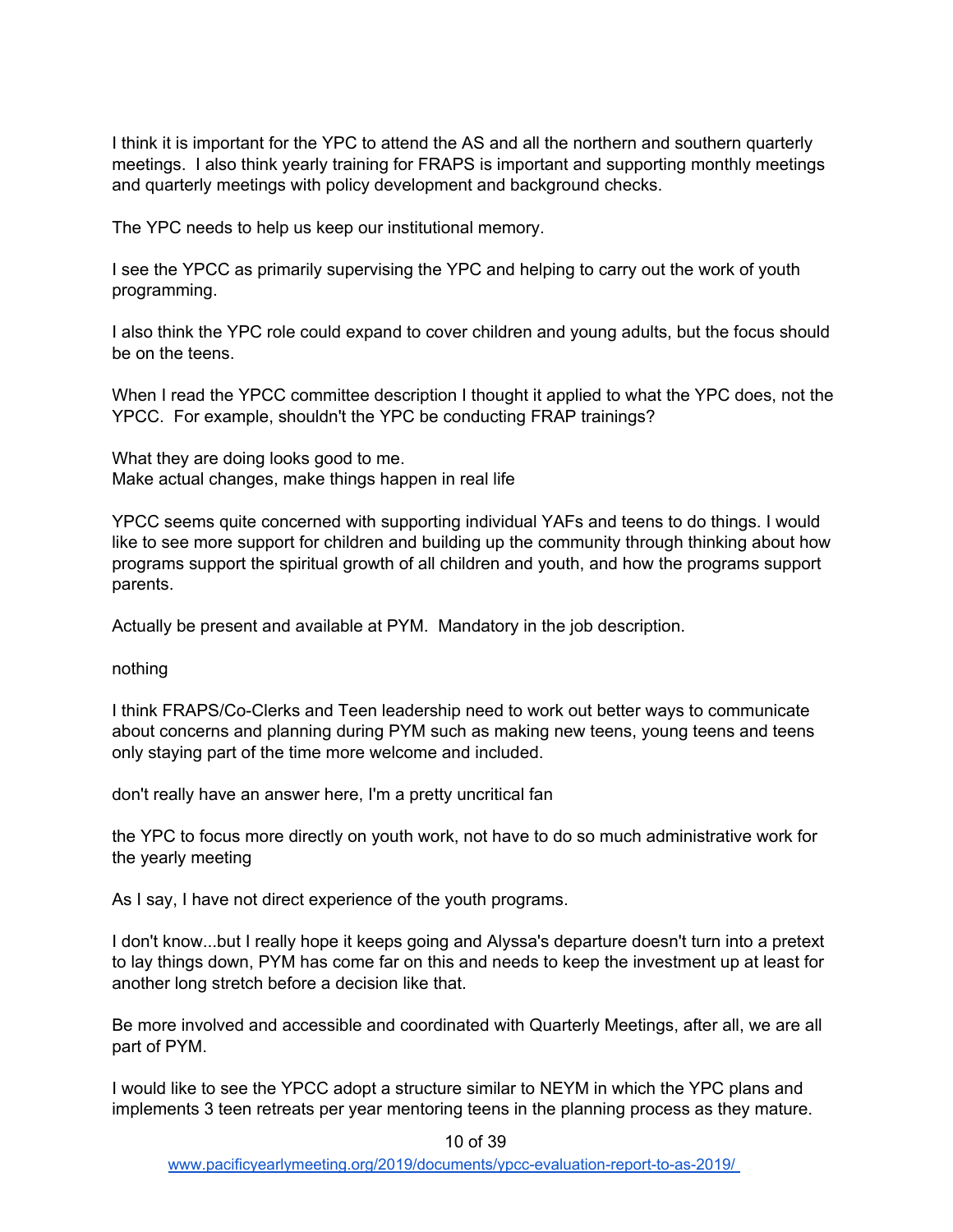I think it is important for the YPC to attend the AS and all the northern and southern quarterly meetings. I also think yearly training for FRAPS is important and supporting monthly meetings and quarterly meetings with policy development and background checks.

The YPC needs to help us keep our institutional memory.

I see the YPCC as primarily supervising the YPC and helping to carry out the work of youth programming.

I also think the YPC role could expand to cover children and young adults, but the focus should be on the teens.

When I read the YPCC committee description I thought it applied to what the YPC does, not the YPCC. For example, shouldn't the YPC be conducting FRAP trainings?

What they are doing looks good to me.
Make actual changes, make things happen in real life

YPCC seems quite concerned with supporting individual YAFs and teens to do things. I would like to see more support for children and building up the community through thinking about how programs support the spiritual growth of all children and youth, and how the programs support parents.

Actually be present and available at PYM. Mandatory in the job description.

nothing

I think FRAPS/Co-Clerks and Teen leadership need to work out better ways to communicate about concerns and planning during PYM such as making new teens, young teens and teens only staying part of the time more welcome and included.

don't really have an answer here, I'm a pretty uncritical fan

the YPC to focus more directly on youth work, not have to do so much administrative work for the yearly meeting

As I say, I have not direct experience of the youth programs.

I don't know...but I really hope it keeps going and Alyssa's departure doesn't turn into a pretext to lay things down, PYM has come far on this and needs to keep the investment up at least for another long stretch before a decision like that.

Be more involved and accessible and coordinated with Quarterly Meetings, after all, we are all part of PYM.

I would like to see the YPCC adopt a structure similar to NEYM in which the YPC plans and implements 3 teen retreats per year mentoring teens in the planning process as they mature.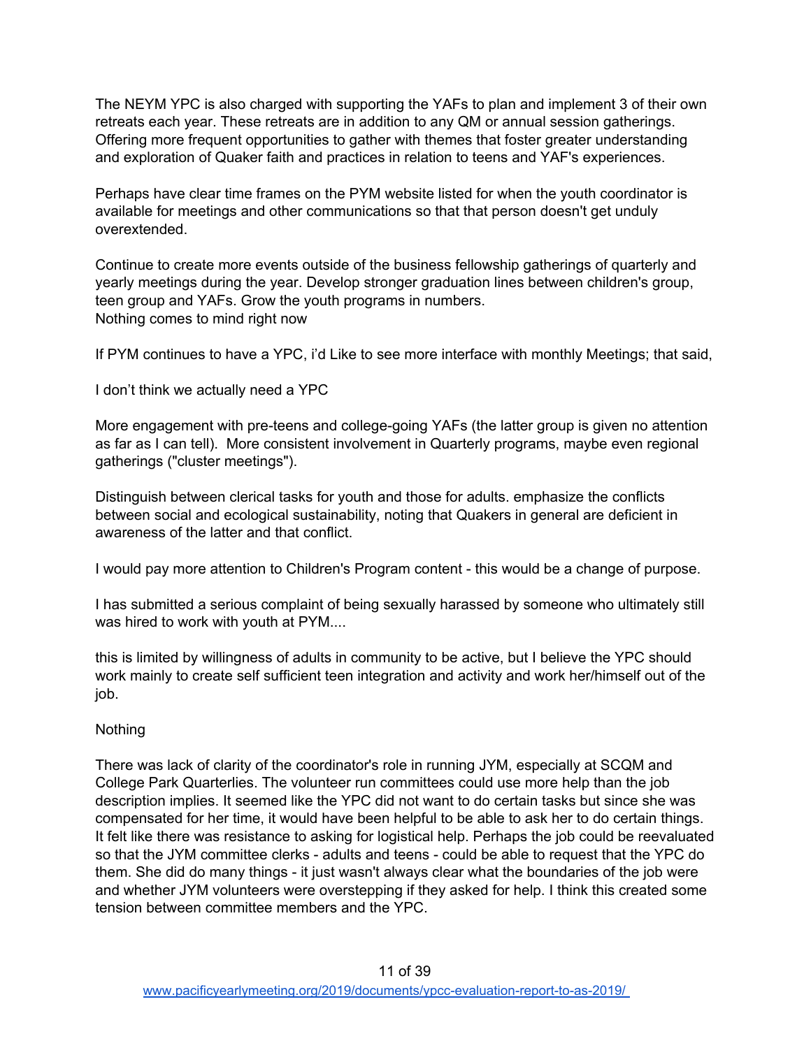The NEYM YPC is also charged with supporting the YAFs to plan and implement 3 of their own retreats each year. These retreats are in addition to any QM or annual session gatherings. Offering more frequent opportunities to gather with themes that foster greater understanding and exploration of Quaker faith and practices in relation to teens and YAF's experiences.

Perhaps have clear time frames on the PYM website listed for when the youth coordinator is available for meetings and other communications so that that person doesn't get unduly overextended.

Continue to create more events outside of the business fellowship gatherings of quarterly and yearly meetings during the year. Develop stronger graduation lines between children's group, teen group and YAFs. Grow the youth programs in numbers.
Nothing comes to mind right now

If PYM continues to have a YPC, i'd Like to see more interface with monthly Meetings; that said,

I don't think we actually need a YPC

More engagement with pre-teens and college-going YAFs (the latter group is given no attention as far as I can tell). More consistent involvement in Quarterly programs, maybe even regional gatherings ("cluster meetings").

Distinguish between clerical tasks for youth and those for adults. emphasize the conflicts between social and ecological sustainability, noting that Quakers in general are deficient in awareness of the latter and that conflict.

I would pay more attention to Children's Program content - this would be a change of purpose.

I has submitted a serious complaint of being sexually harassed by someone who ultimately still was hired to work with youth at PYM....

this is limited by willingness of adults in community to be active, but I believe the YPC should work mainly to create self sufficient teen integration and activity and work her/himself out of the job.

Nothing

There was lack of clarity of the coordinator's role in running JYM, especially at SCQM and College Park Quarterlies. The volunteer run committees could use more help than the job description implies. It seemed like the YPC did not want to do certain tasks but since she was compensated for her time, it would have been helpful to be able to ask her to do certain things. It felt like there was resistance to asking for logistical help. Perhaps the job could be reevaluated so that the JYM committee clerks - adults and teens - could be able to request that the YPC do them. She did do many things - it just wasn't always clear what the boundaries of the job were and whether JYM volunteers were overstepping if they asked for help. I think this created some tension between committee members and the YPC.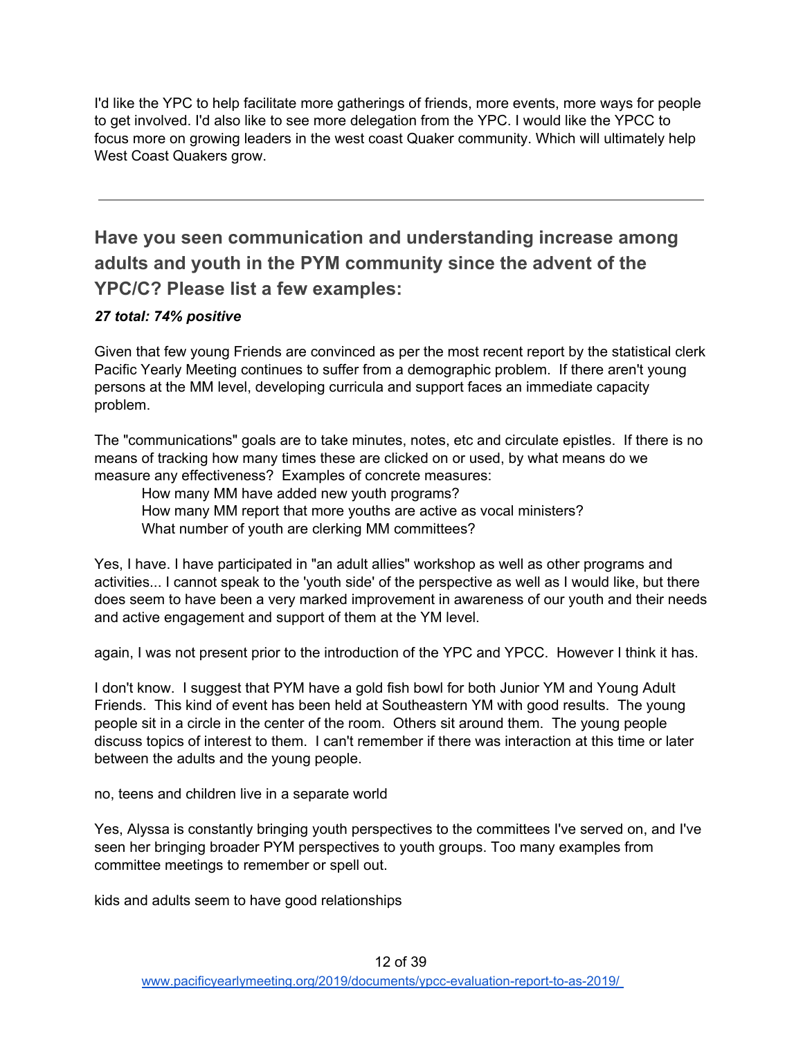I'd like the YPC to help facilitate more gatherings of friends, more events, more ways for people to get involved. I'd also like to see more delegation from the YPC. I would like the YPCC to focus more on growing leaders in the west coast Quaker community. Which will ultimately help West Coast Quakers grow.

---

## Have you seen communication and understanding increase among adults and youth in the PYM community since the advent of the YPC/C? Please list a few examples:

***27 total: 74% positive***

Given that few young Friends are convinced as per the most recent report by the statistical clerk Pacific Yearly Meeting continues to suffer from a demographic problem. If there aren't young persons at the MM level, developing curricula and support faces an immediate capacity problem.

The "communications" goals are to take minutes, notes, etc and circulate epistles. If there is no means of tracking how many times these are clicked on or used, by what means do we measure any effectiveness? Examples of concrete measures:

> How many MM have added new youth programs?
> How many MM report that more youths are active as vocal ministers?
> What number of youth are clerking MM committees?

Yes, I have. I have participated in "an adult allies" workshop as well as other programs and activities... I cannot speak to the 'youth side' of the perspective as well as I would like, but there does seem to have been a very marked improvement in awareness of our youth and their needs and active engagement and support of them at the YM level.

again, I was not present prior to the introduction of the YPC and YPCC. However I think it has.

I don't know. I suggest that PYM have a gold fish bowl for both Junior YM and Young Adult Friends. This kind of event has been held at Southeastern YM with good results. The young people sit in a circle in the center of the room. Others sit around them. The young people discuss topics of interest to them. I can't remember if there was interaction at this time or later between the adults and the young people.

no, teens and children live in a separate world

Yes, Alyssa is constantly bringing youth perspectives to the committees I've served on, and I've seen her bringing broader PYM perspectives to youth groups. Too many examples from committee meetings to remember or spell out.

kids and adults seem to have good relationships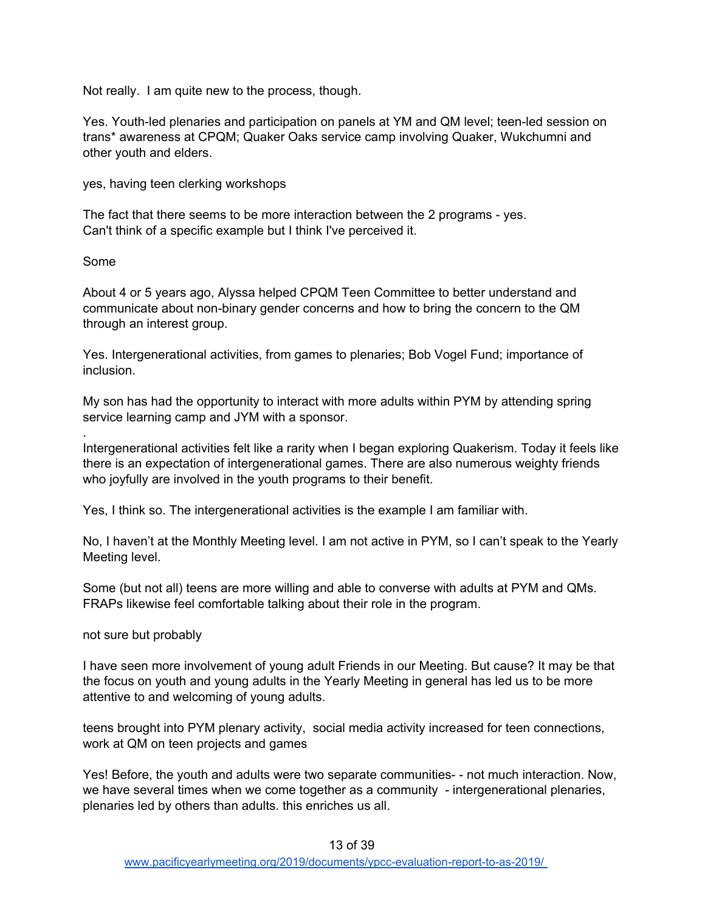Not really. I am quite new to the process, though.

Yes. Youth-led plenaries and participation on panels at YM and QM level; teen-led session on trans* awareness at CPQM; Quaker Oaks service camp involving Quaker, Wukchumni and other youth and elders.

yes, having teen clerking workshops

The fact that there seems to be more interaction between the 2 programs - yes.
Can't think of a specific example but I think I've perceived it.

Some

About 4 or 5 years ago, Alyssa helped CPQM Teen Committee to better understand and communicate about non-binary gender concerns and how to bring the concern to the QM through an interest group.

Yes. Intergenerational activities, from games to plenaries; Bob Vogel Fund; importance of inclusion.

My son has had the opportunity to interact with more adults within PYM by attending spring service learning camp and JYM with a sponsor.

.
Intergenerational activities felt like a rarity when I began exploring Quakerism. Today it feels like there is an expectation of intergenerational games. There are also numerous weighty friends who joyfully are involved in the youth programs to their benefit.

Yes, I think so. The intergenerational activities is the example I am familiar with.

No, I haven't at the Monthly Meeting level. I am not active in PYM, so I can't speak to the Yearly Meeting level.

Some (but not all) teens are more willing and able to converse with adults at PYM and QMs. FRAPs likewise feel comfortable talking about their role in the program.

not sure but probably

I have seen more involvement of young adult Friends in our Meeting. But cause? It may be that the focus on youth and young adults in the Yearly Meeting in general has led us to be more attentive to and welcoming of young adults.

teens brought into PYM plenary activity, social media activity increased for teen connections, work at QM on teen projects and games

Yes! Before, the youth and adults were two separate communities- - not much interaction. Now, we have several times when we come together as a community - intergenerational plenaries, plenaries led by others than adults. this enriches us all.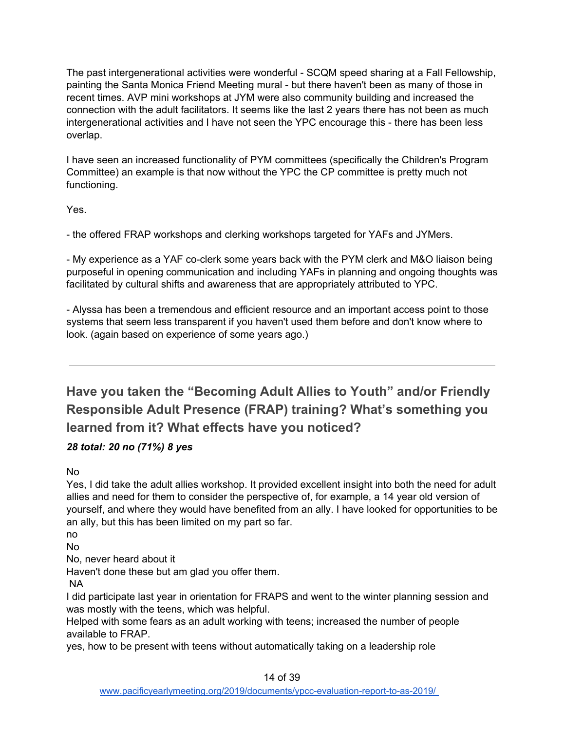The past intergenerational activities were wonderful - SCQM speed sharing at a Fall Fellowship, painting the Santa Monica Friend Meeting mural - but there haven't been as many of those in recent times. AVP mini workshops at JYM were also community building and increased the connection with the adult facilitators. It seems like the last 2 years there has not been as much intergenerational activities and I have not seen the YPC encourage this - there has been less overlap.

I have seen an increased functionality of PYM committees (specifically the Children's Program Committee) an example is that now without the YPC the CP committee is pretty much not functioning.

Yes.

- the offered FRAP workshops and clerking workshops targeted for YAFs and JYMers.

- My experience as a YAF co-clerk some years back with the PYM clerk and M&O liaison being purposeful in opening communication and including YAFs in planning and ongoing thoughts was facilitated by cultural shifts and awareness that are appropriately attributed to YPC.

- Alyssa has been a tremendous and efficient resource and an important access point to those systems that seem less transparent if you haven't used them before and don't know where to look. (again based on experience of some years ago.)

---

## Have you taken the "Becoming Adult Allies to Youth" and/or Friendly Responsible Adult Presence (FRAP) training? What's something you learned from it? What effects have you noticed?

***28 total: 20 no (71%) 8 yes***

No

Yes, I did take the adult allies workshop. It provided excellent insight into both the need for adult allies and need for them to consider the perspective of, for example, a 14 year old version of yourself, and where they would have benefited from an ally. I have looked for opportunities to be an ally, but this has been limited on my part so far.

no

No

No, never heard about it

Haven't done these but am glad you offer them.

NA

I did participate last year in orientation for FRAPS and went to the winter planning session and was mostly with the teens, which was helpful.

Helped with some fears as an adult working with teens; increased the number of people available to FRAP.

yes, how to be present with teens without automatically taking on a leadership role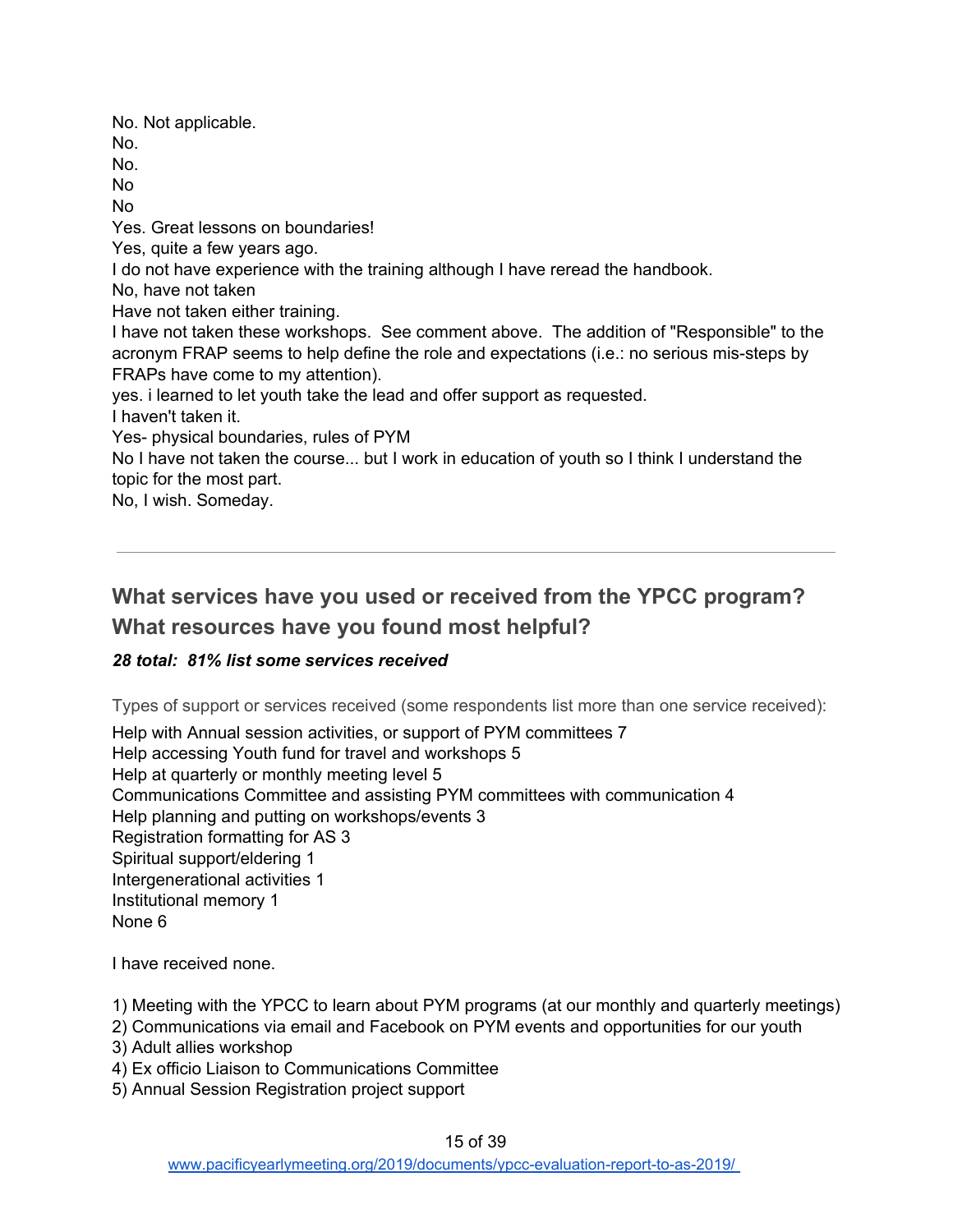No. Not applicable.  
No.  
No.  
No  
No  
Yes. Great lessons on boundaries!  
Yes, quite a few years ago.  
I do not have experience with the training although I have reread the handbook.  
No, have not taken  
Have not taken either training.  
I have not taken these workshops. See comment above. The addition of "Responsible" to the acronym FRAP seems to help define the role and expectations (i.e.: no serious mis-steps by FRAPs have come to my attention).  
yes. i learned to let youth take the lead and offer support as requested.  
I haven't taken it.  
Yes- physical boundaries, rules of PYM  
No I have not taken the course... but I work in education of youth so I think I understand the topic for the most part.  
No, I wish. Someday.

---

## What services have you used or received from the YPCC program? What resources have you found most helpful?

***28 total: 81% list some services received***

Types of support or services received (some respondents list more than one service received):

Help with Annual session activities, or support of PYM committees 7  
Help accessing Youth fund for travel and workshops 5  
Help at quarterly or monthly meeting level 5  
Communications Committee and assisting PYM committees with communication 4  
Help planning and putting on workshops/events 3  
Registration formatting for AS 3  
Spiritual support/eldering 1  
Intergenerational activities 1  
Institutional memory 1  
None 6

I have received none.

1) Meeting with the YPCC to learn about PYM programs (at our monthly and quarterly meetings)  
2) Communications via email and Facebook on PYM events and opportunities for our youth  
3) Adult allies workshop  
4) Ex officio Liaison to Communications Committee  
5) Annual Session Registration project support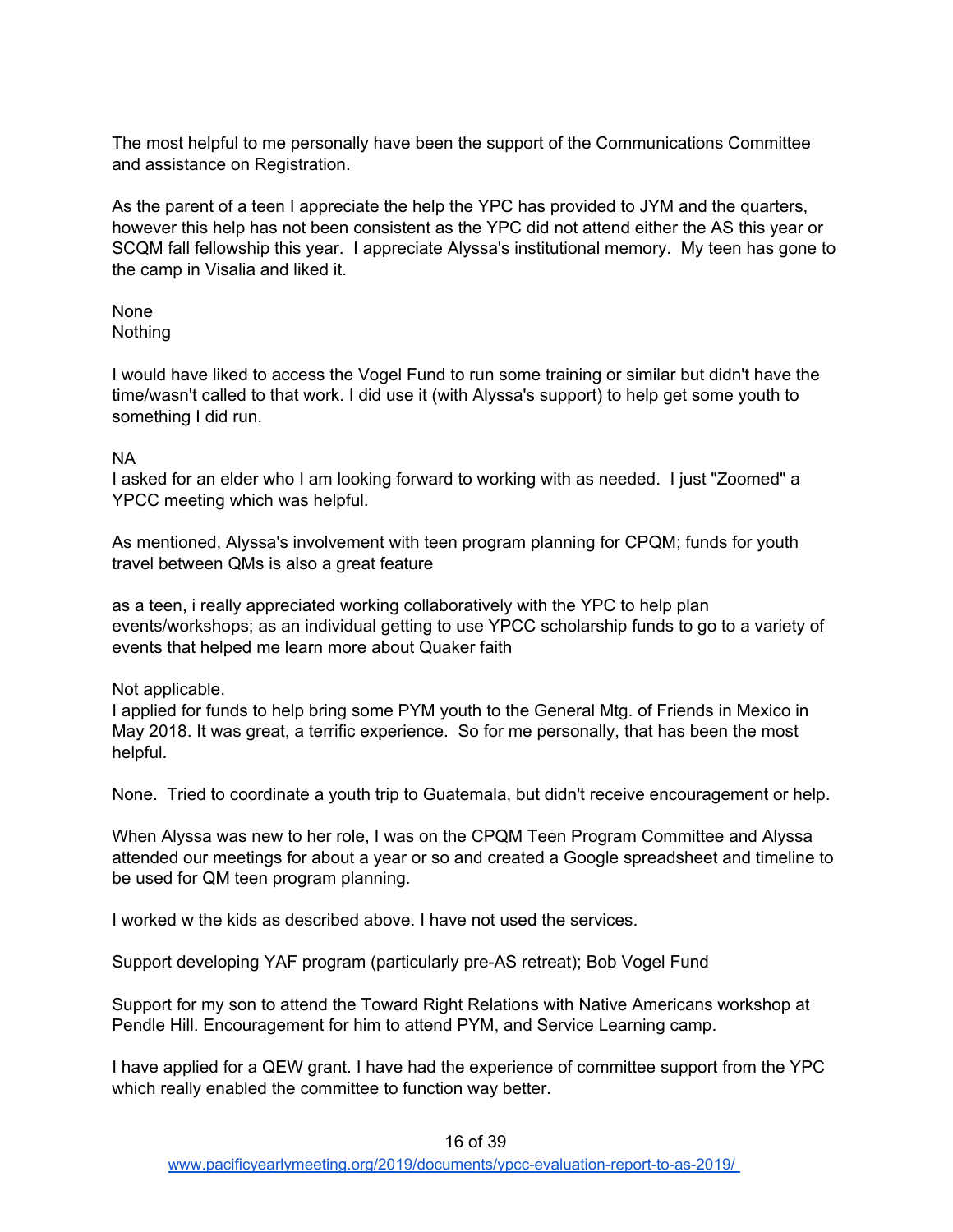The most helpful to me personally have been the support of the Communications Committee and assistance on Registration.

As the parent of a teen I appreciate the help the YPC has provided to JYM and the quarters, however this help has not been consistent as the YPC did not attend either the AS this year or SCQM fall fellowship this year. I appreciate Alyssa's institutional memory. My teen has gone to the camp in Visalia and liked it.

None
Nothing

I would have liked to access the Vogel Fund to run some training or similar but didn't have the time/wasn't called to that work. I did use it (with Alyssa's support) to help get some youth to something I did run.

NA
I asked for an elder who I am looking forward to working with as needed. I just "Zoomed" a YPCC meeting which was helpful.

As mentioned, Alyssa's involvement with teen program planning for CPQM; funds for youth travel between QMs is also a great feature

as a teen, i really appreciated working collaboratively with the YPC to help plan events/workshops; as an individual getting to use YPCC scholarship funds to go to a variety of events that helped me learn more about Quaker faith

Not applicable.
I applied for funds to help bring some PYM youth to the General Mtg. of Friends in Mexico in May 2018. It was great, a terrific experience. So for me personally, that has been the most helpful.

None. Tried to coordinate a youth trip to Guatemala, but didn't receive encouragement or help.

When Alyssa was new to her role, I was on the CPQM Teen Program Committee and Alyssa attended our meetings for about a year or so and created a Google spreadsheet and timeline to be used for QM teen program planning.

I worked w the kids as described above. I have not used the services.

Support developing YAF program (particularly pre-AS retreat); Bob Vogel Fund

Support for my son to attend the Toward Right Relations with Native Americans workshop at Pendle Hill. Encouragement for him to attend PYM, and Service Learning camp.

I have applied for a QEW grant. I have had the experience of committee support from the YPC which really enabled the committee to function way better.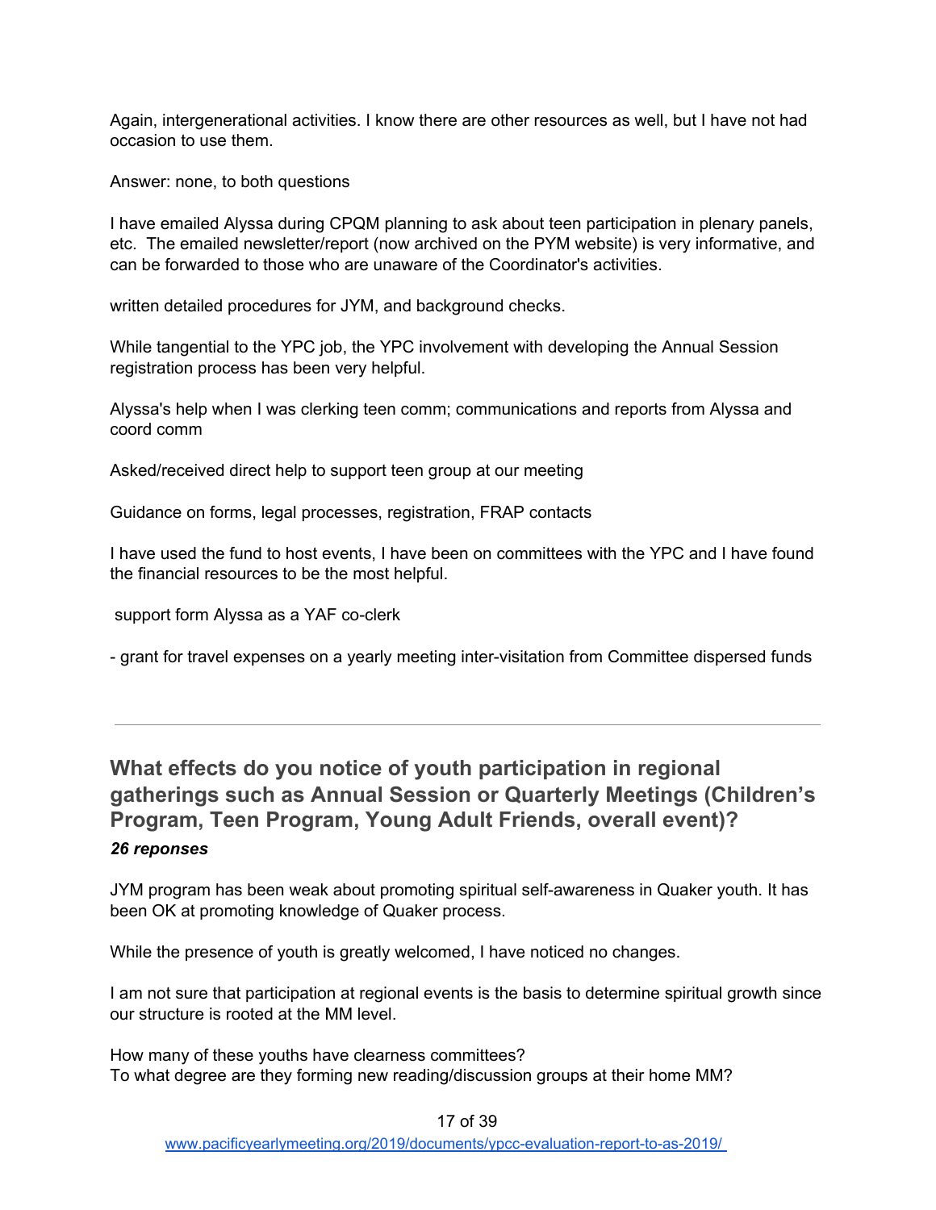Again, intergenerational activities. I know there are other resources as well, but I have not had occasion to use them.

Answer: none, to both questions

I have emailed Alyssa during CPQM planning to ask about teen participation in plenary panels, etc. The emailed newsletter/report (now archived on the PYM website) is very informative, and can be forwarded to those who are unaware of the Coordinator's activities.

written detailed procedures for JYM, and background checks.

While tangential to the YPC job, the YPC involvement with developing the Annual Session registration process has been very helpful.

Alyssa's help when I was clerking teen comm; communications and reports from Alyssa and coord comm

Asked/received direct help to support teen group at our meeting

Guidance on forms, legal processes, registration, FRAP contacts

I have used the fund to host events, I have been on committees with the YPC and I have found the financial resources to be the most helpful.

support form Alyssa as a YAF co-clerk

- grant for travel expenses on a yearly meeting inter-visitation from Committee dispersed funds

---

## What effects do you notice of youth participation in regional gatherings such as Annual Session or Quarterly Meetings (Children's Program, Teen Program, Young Adult Friends, overall event)?

***26 reponses***

JYM program has been weak about promoting spiritual self-awareness in Quaker youth. It has been OK at promoting knowledge of Quaker process.

While the presence of youth is greatly welcomed, I have noticed no changes.

I am not sure that participation at regional events is the basis to determine spiritual growth since our structure is rooted at the MM level.

How many of these youths have clearness committees?
To what degree are they forming new reading/discussion groups at their home MM?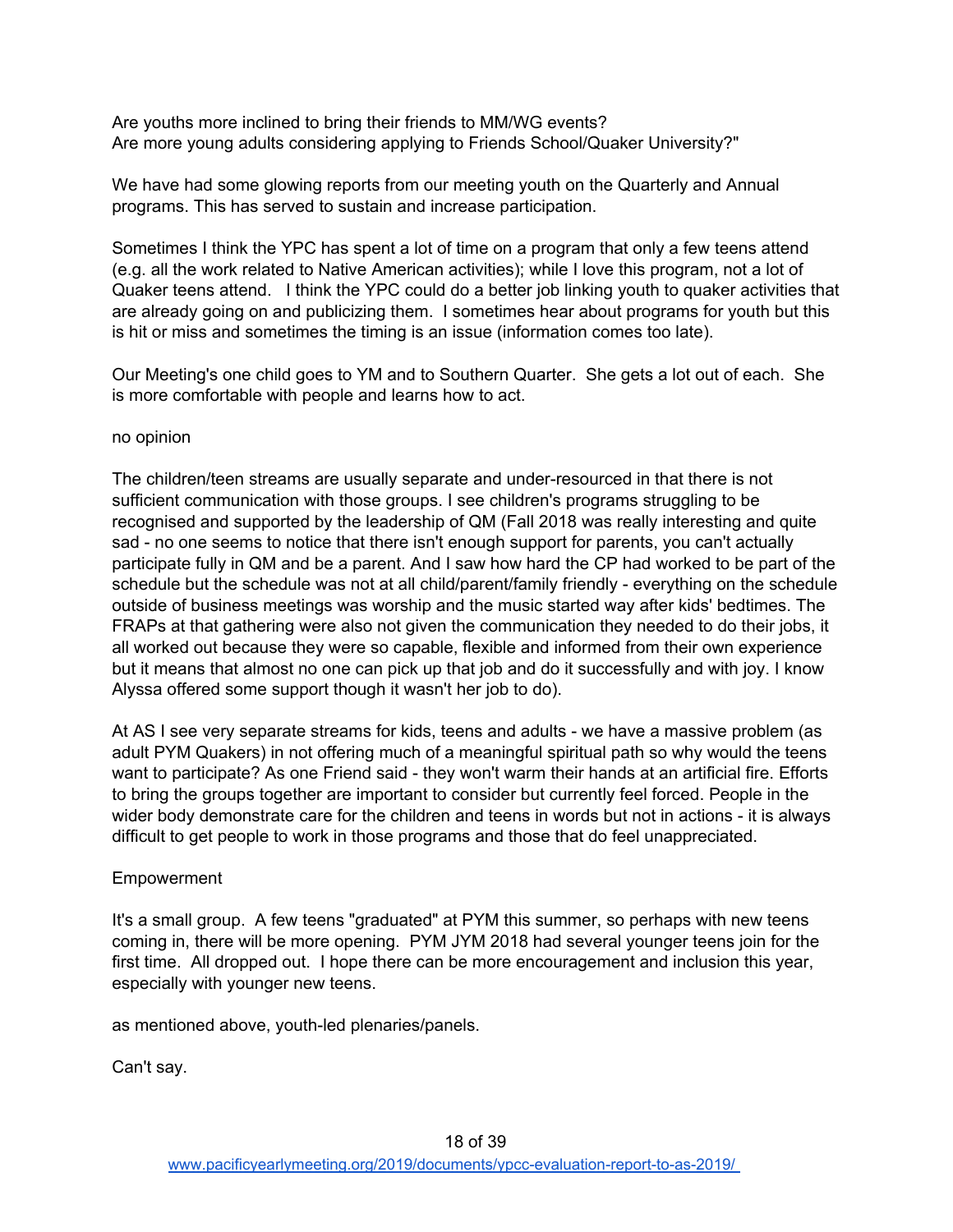Are youths more inclined to bring their friends to MM/WG events?
Are more young adults considering applying to Friends School/Quaker University?"

We have had some glowing reports from our meeting youth on the Quarterly and Annual programs. This has served to sustain and increase participation.

Sometimes I think the YPC has spent a lot of time on a program that only a few teens attend (e.g. all the work related to Native American activities); while I love this program, not a lot of Quaker teens attend.   I think the YPC could do a better job linking youth to quaker activities that are already going on and publicizing them.  I sometimes hear about programs for youth but this is hit or miss and sometimes the timing is an issue (information comes too late).

Our Meeting's one child goes to YM and to Southern Quarter.  She gets a lot out of each.  She is more comfortable with people and learns how to act.

no opinion

The children/teen streams are usually separate and under-resourced in that there is not sufficient communication with those groups. I see children's programs struggling to be recognised and supported by the leadership of QM (Fall 2018 was really interesting and quite sad - no one seems to notice that there isn't enough support for parents, you can't actually participate fully in QM and be a parent. And I saw how hard the CP had worked to be part of the schedule but the schedule was not at all child/parent/family friendly - everything on the schedule outside of business meetings was worship and the music started way after kids' bedtimes. The FRAPs at that gathering were also not given the communication they needed to do their jobs, it all worked out because they were so capable, flexible and informed from their own experience but it means that almost no one can pick up that job and do it successfully and with joy. I know Alyssa offered some support though it wasn't her job to do).

At AS I see very separate streams for kids, teens and adults - we have a massive problem (as adult PYM Quakers) in not offering much of a meaningful spiritual path so why would the teens want to participate? As one Friend said - they won't warm their hands at an artificial fire. Efforts to bring the groups together are important to consider but currently feel forced. People in the wider body demonstrate care for the children and teens in words but not in actions - it is always difficult to get people to work in those programs and those that do feel unappreciated.

Empowerment

It's a small group.  A few teens "graduated" at PYM this summer, so perhaps with new teens coming in, there will be more opening.  PYM JYM 2018 had several younger teens join for the first time.  All dropped out.  I hope there can be more encouragement and inclusion this year, especially with younger new teens.

as mentioned above, youth-led plenaries/panels.

Can't say.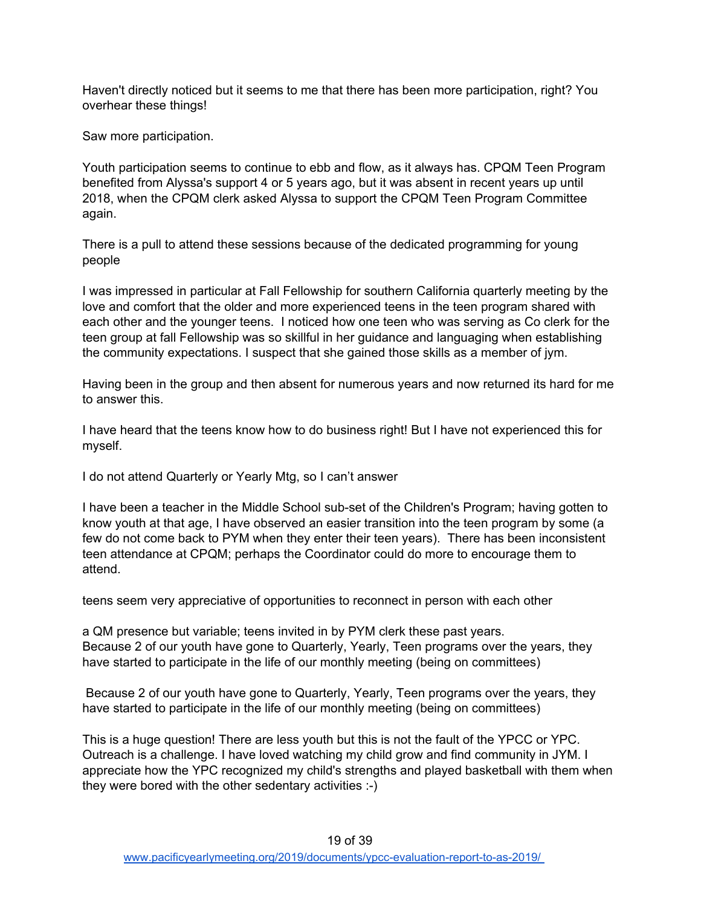Haven't directly noticed but it seems to me that there has been more participation, right? You overhear these things!

Saw more participation.

Youth participation seems to continue to ebb and flow, as it always has. CPQM Teen Program benefited from Alyssa's support 4 or 5 years ago, but it was absent in recent years up until 2018, when the CPQM clerk asked Alyssa to support the CPQM Teen Program Committee again.

There is a pull to attend these sessions because of the dedicated programming for young people

I was impressed in particular at Fall Fellowship for southern California quarterly meeting by the love and comfort that the older and more experienced teens in the teen program shared with each other and the younger teens. I noticed how one teen who was serving as Co clerk for the teen group at fall Fellowship was so skillful in her guidance and languaging when establishing the community expectations. I suspect that she gained those skills as a member of jym.

Having been in the group and then absent for numerous years and now returned its hard for me to answer this.

I have heard that the teens know how to do business right! But I have not experienced this for myself.

I do not attend Quarterly or Yearly Mtg, so I can't answer

I have been a teacher in the Middle School sub-set of the Children's Program; having gotten to know youth at that age, I have observed an easier transition into the teen program by some (a few do not come back to PYM when they enter their teen years). There has been inconsistent teen attendance at CPQM; perhaps the Coordinator could do more to encourage them to attend.

teens seem very appreciative of opportunities to reconnect in person with each other

a QM presence but variable; teens invited in by PYM clerk these past years.
Because 2 of our youth have gone to Quarterly, Yearly, Teen programs over the years, they have started to participate in the life of our monthly meeting (being on committees)

Because 2 of our youth have gone to Quarterly, Yearly, Teen programs over the years, they have started to participate in the life of our monthly meeting (being on committees)

This is a huge question! There are less youth but this is not the fault of the YPCC or YPC. Outreach is a challenge. I have loved watching my child grow and find community in JYM. I appreciate how the YPC recognized my child's strengths and played basketball with them when they were bored with the other sedentary activities :-)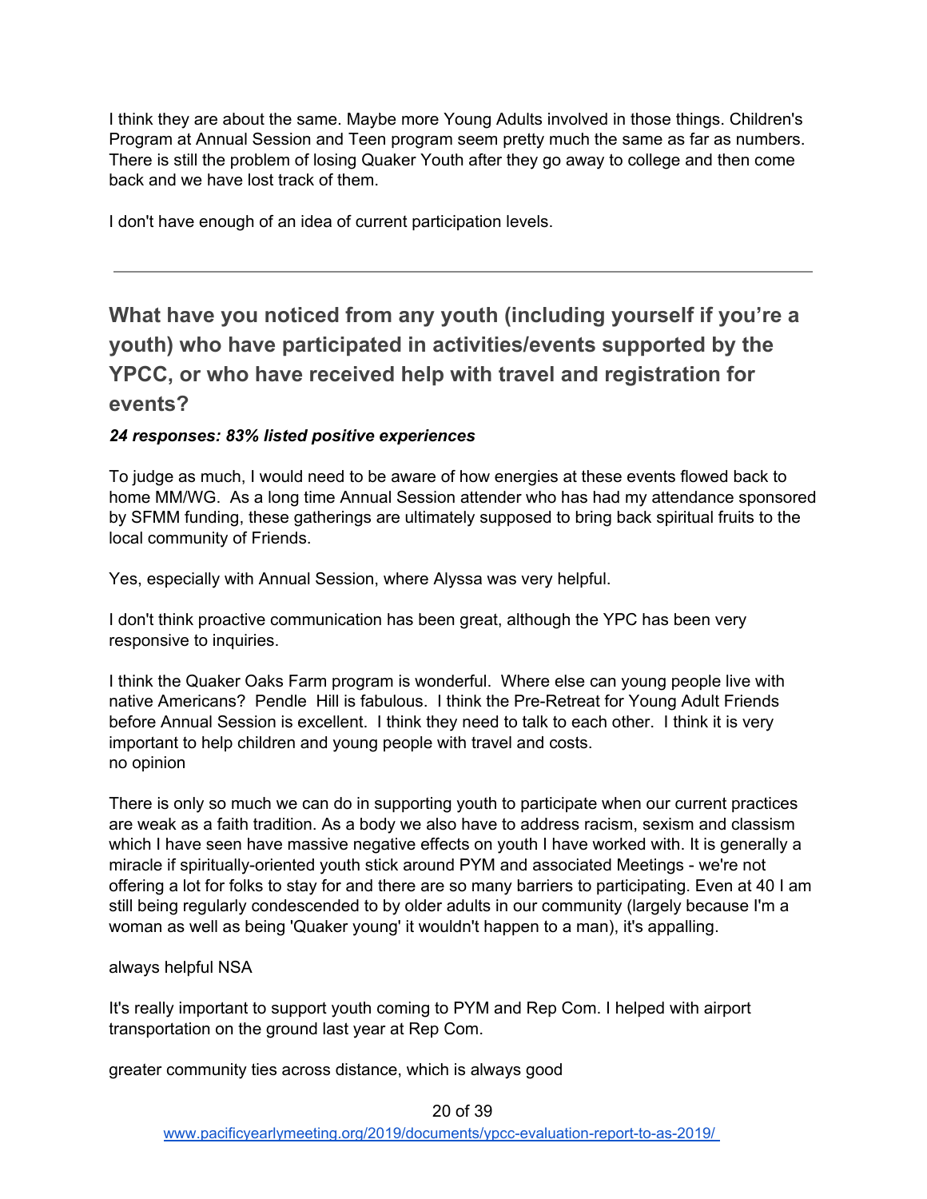I think they are about the same. Maybe more Young Adults involved in those things. Children's Program at Annual Session and Teen program seem pretty much the same as far as numbers. There is still the problem of losing Quaker Youth after they go away to college and then come back and we have lost track of them.

I don't have enough of an idea of current participation levels.

---

## What have you noticed from any youth (including yourself if you're a youth) who have participated in activities/events supported by the YPCC, or who have received help with travel and registration for events?

***24 responses: 83% listed positive experiences***

To judge as much, I would need to be aware of how energies at these events flowed back to home MM/WG. As a long time Annual Session attender who has had my attendance sponsored by SFMM funding, these gatherings are ultimately supposed to bring back spiritual fruits to the local community of Friends.

Yes, especially with Annual Session, where Alyssa was very helpful.

I don't think proactive communication has been great, although the YPC has been very responsive to inquiries.

I think the Quaker Oaks Farm program is wonderful. Where else can young people live with native Americans? Pendle Hill is fabulous. I think the Pre-Retreat for Young Adult Friends before Annual Session is excellent. I think they need to talk to each other. I think it is very important to help children and young people with travel and costs.
no opinion

There is only so much we can do in supporting youth to participate when our current practices are weak as a faith tradition. As a body we also have to address racism, sexism and classism which I have seen have massive negative effects on youth I have worked with. It is generally a miracle if spiritually-oriented youth stick around PYM and associated Meetings - we're not offering a lot for folks to stay for and there are so many barriers to participating. Even at 40 I am still being regularly condescended to by older adults in our community (largely because I'm a woman as well as being 'Quaker young' it wouldn't happen to a man), it's appalling.

always helpful NSA

It's really important to support youth coming to PYM and Rep Com. I helped with airport transportation on the ground last year at Rep Com.

greater community ties across distance, which is always good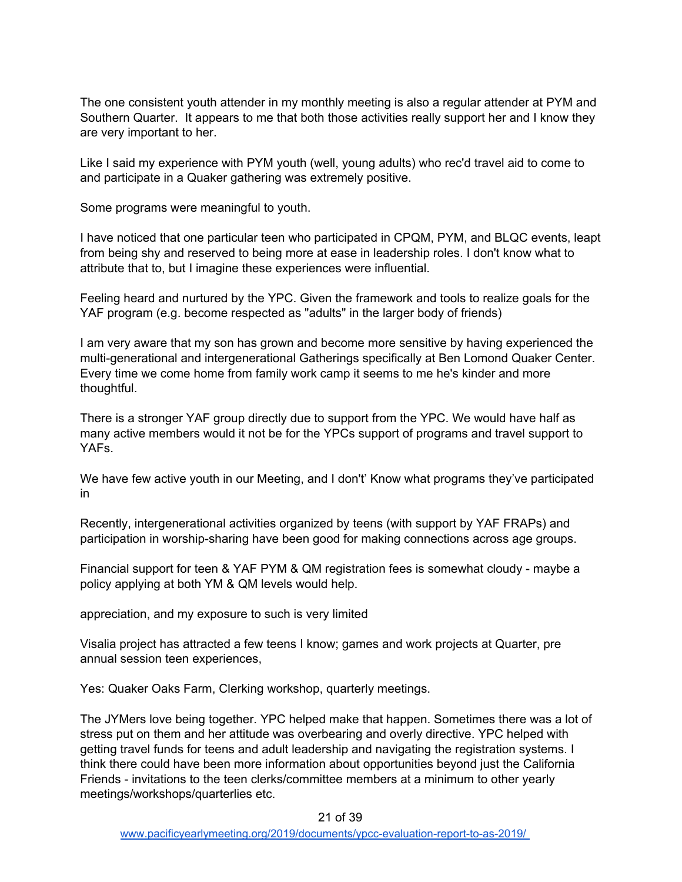The one consistent youth attender in my monthly meeting is also a regular attender at PYM and Southern Quarter. It appears to me that both those activities really support her and I know they are very important to her.

Like I said my experience with PYM youth (well, young adults) who rec'd travel aid to come to and participate in a Quaker gathering was extremely positive.

Some programs were meaningful to youth.

I have noticed that one particular teen who participated in CPQM, PYM, and BLQC events, leapt from being shy and reserved to being more at ease in leadership roles. I don't know what to attribute that to, but I imagine these experiences were influential.

Feeling heard and nurtured by the YPC. Given the framework and tools to realize goals for the YAF program (e.g. become respected as "adults" in the larger body of friends)

I am very aware that my son has grown and become more sensitive by having experienced the multi-generational and intergenerational Gatherings specifically at Ben Lomond Quaker Center. Every time we come home from family work camp it seems to me he's kinder and more thoughtful.

There is a stronger YAF group directly due to support from the YPC. We would have half as many active members would it not be for the YPCs support of programs and travel support to YAFs.

We have few active youth in our Meeting, and I don't' Know what programs they've participated in

Recently, intergenerational activities organized by teens (with support by YAF FRAPs) and participation in worship-sharing have been good for making connections across age groups.

Financial support for teen & YAF PYM & QM registration fees is somewhat cloudy - maybe a policy applying at both YM & QM levels would help.

appreciation, and my exposure to such is very limited

Visalia project has attracted a few teens I know; games and work projects at Quarter, pre annual session teen experiences,

Yes: Quaker Oaks Farm, Clerking workshop, quarterly meetings.

The JYMers love being together. YPC helped make that happen. Sometimes there was a lot of stress put on them and her attitude was overbearing and overly directive. YPC helped with getting travel funds for teens and adult leadership and navigating the registration systems. I think there could have been more information about opportunities beyond just the California Friends - invitations to the teen clerks/committee members at a minimum to other yearly meetings/workshops/quarterlies etc.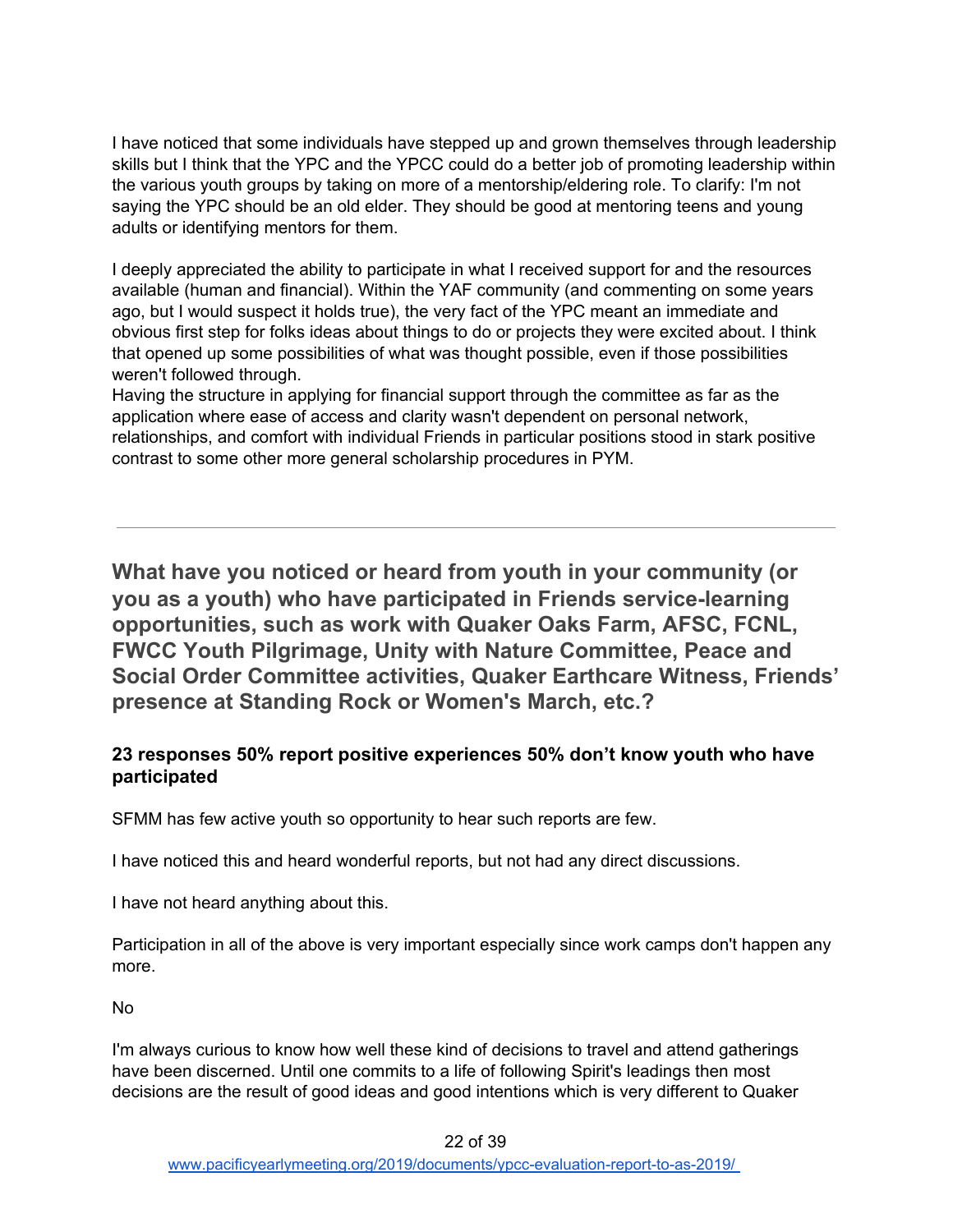I have noticed that some individuals have stepped up and grown themselves through leadership skills but I think that the YPC and the YPCC could do a better job of promoting leadership within the various youth groups by taking on more of a mentorship/eldering role. To clarify: I'm not saying the YPC should be an old elder. They should be good at mentoring teens and young adults or identifying mentors for them.

I deeply appreciated the ability to participate in what I received support for and the resources available (human and financial). Within the YAF community (and commenting on some years ago, but I would suspect it holds true), the very fact of the YPC meant an immediate and obvious first step for folks ideas about things to do or projects they were excited about. I think that opened up some possibilities of what was thought possible, even if those possibilities weren't followed through.
Having the structure in applying for financial support through the committee as far as the application where ease of access and clarity wasn't dependent on personal network, relationships, and comfort with individual Friends in particular positions stood in stark positive contrast to some other more general scholarship procedures in PYM.

---

## What have you noticed or heard from youth in your community (or you as a youth) who have participated in Friends service-learning opportunities, such as work with Quaker Oaks Farm, AFSC, FCNL, FWCC Youth Pilgrimage, Unity with Nature Committee, Peace and Social Order Committee activities, Quaker Earthcare Witness, Friends' presence at Standing Rock or Women's March, etc.?

### 23 responses 50% report positive experiences 50% don't know youth who have participated

SFMM has few active youth so opportunity to hear such reports are few.

I have noticed this and heard wonderful reports, but not had any direct discussions.

I have not heard anything about this.

Participation in all of the above is very important especially since work camps don't happen any more.

No

I'm always curious to know how well these kind of decisions to travel and attend gatherings have been discerned. Until one commits to a life of following Spirit's leadings then most decisions are the result of good ideas and good intentions which is very different to Quaker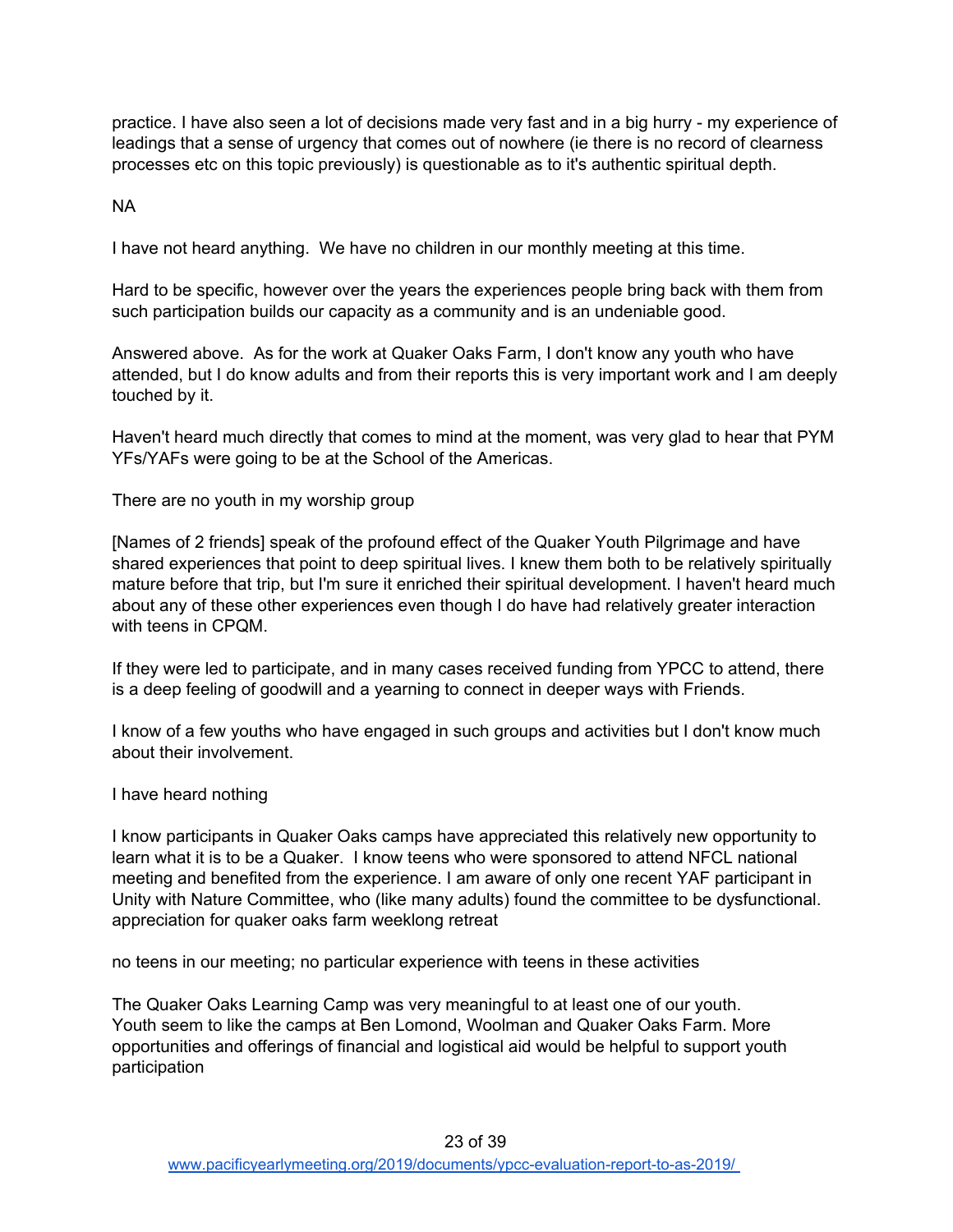practice. I have also seen a lot of decisions made very fast and in a big hurry - my experience of leadings that a sense of urgency that comes out of nowhere (ie there is no record of clearness processes etc on this topic previously) is questionable as to it's authentic spiritual depth.

NA

I have not heard anything. We have no children in our monthly meeting at this time.

Hard to be specific, however over the years the experiences people bring back with them from such participation builds our capacity as a community and is an undeniable good.

Answered above. As for the work at Quaker Oaks Farm, I don't know any youth who have attended, but I do know adults and from their reports this is very important work and I am deeply touched by it.

Haven't heard much directly that comes to mind at the moment, was very glad to hear that PYM YFs/YAFs were going to be at the School of the Americas.

There are no youth in my worship group

[Names of 2 friends] speak of the profound effect of the Quaker Youth Pilgrimage and have shared experiences that point to deep spiritual lives. I knew them both to be relatively spiritually mature before that trip, but I'm sure it enriched their spiritual development. I haven't heard much about any of these other experiences even though I do have had relatively greater interaction with teens in CPQM.

If they were led to participate, and in many cases received funding from YPCC to attend, there is a deep feeling of goodwill and a yearning to connect in deeper ways with Friends.

I know of a few youths who have engaged in such groups and activities but I don't know much about their involvement.

I have heard nothing

I know participants in Quaker Oaks camps have appreciated this relatively new opportunity to learn what it is to be a Quaker. I know teens who were sponsored to attend NFCL national meeting and benefited from the experience. I am aware of only one recent YAF participant in Unity with Nature Committee, who (like many adults) found the committee to be dysfunctional.
appreciation for quaker oaks farm weeklong retreat

no teens in our meeting; no particular experience with teens in these activities

The Quaker Oaks Learning Camp was very meaningful to at least one of our youth.
Youth seem to like the camps at Ben Lomond, Woolman and Quaker Oaks Farm. More opportunities and offerings of financial and logistical aid would be helpful to support youth participation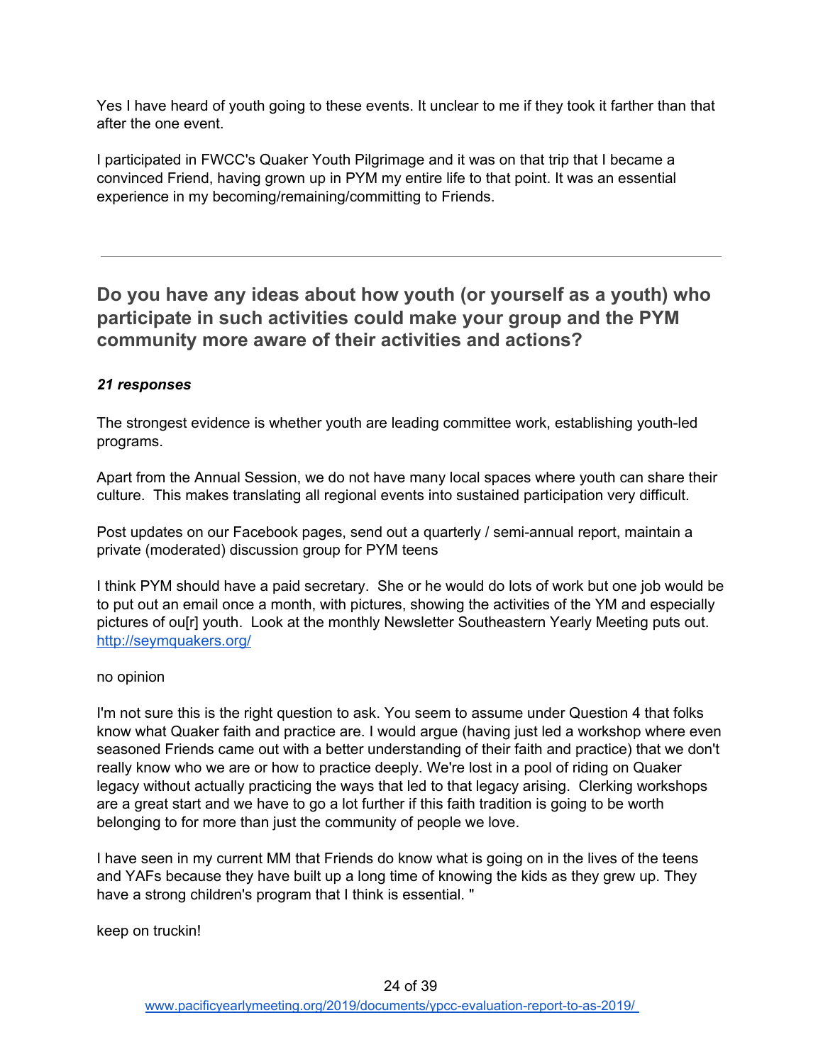Yes I have heard of youth going to these events. It unclear to me if they took it farther than that after the one event.

I participated in FWCC's Quaker Youth Pilgrimage and it was on that trip that I became a convinced Friend, having grown up in PYM my entire life to that point. It was an essential experience in my becoming/remaining/committing to Friends.

---

## Do you have any ideas about how youth (or yourself as a youth) who participate in such activities could make your group and the PYM community more aware of their activities and actions?

***21 responses***

The strongest evidence is whether youth are leading committee work, establishing youth-led programs.

Apart from the Annual Session, we do not have many local spaces where youth can share their culture. This makes translating all regional events into sustained participation very difficult.

Post updates on our Facebook pages, send out a quarterly / semi-annual report, maintain a private (moderated) discussion group for PYM teens

I think PYM should have a paid secretary. She or he would do lots of work but one job would be to put out an email once a month, with pictures, showing the activities of the YM and especially pictures of ou[r] youth. Look at the monthly Newsletter Southeastern Yearly Meeting puts out. http://seymquakers.org/

no opinion

I'm not sure this is the right question to ask. You seem to assume under Question 4 that folks know what Quaker faith and practice are. I would argue (having just led a workshop where even seasoned Friends came out with a better understanding of their faith and practice) that we don't really know who we are or how to practice deeply. We're lost in a pool of riding on Quaker legacy without actually practicing the ways that led to that legacy arising. Clerking workshops are a great start and we have to go a lot further if this faith tradition is going to be worth belonging to for more than just the community of people we love.

I have seen in my current MM that Friends do know what is going on in the lives of the teens and YAFs because they have built up a long time of knowing the kids as they grew up. They have a strong children's program that I think is essential. "

keep on truckin!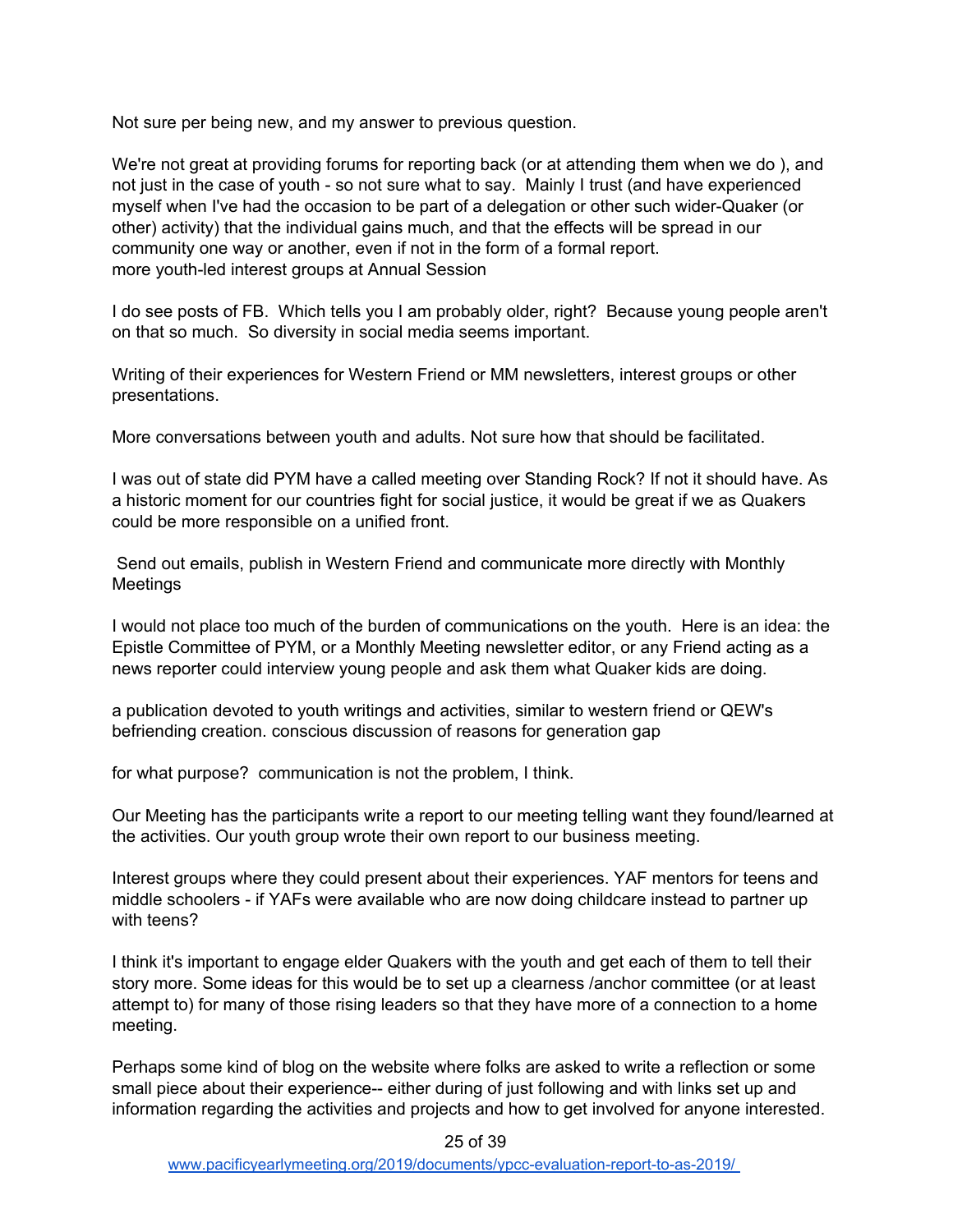Not sure per being new, and my answer to previous question.

We're not great at providing forums for reporting back (or at attending them when we do ), and not just in the case of youth - so not sure what to say.  Mainly I trust (and have experienced myself when I've had the occasion to be part of a delegation or other such wider-Quaker (or other) activity) that the individual gains much, and that the effects will be spread in our community one way or another, even if not in the form of a formal report.
more youth-led interest groups at Annual Session

I do see posts of FB.  Which tells you I am probably older, right?  Because young people aren't on that so much.  So diversity in social media seems important.

Writing of their experiences for Western Friend or MM newsletters, interest groups or other presentations.

More conversations between youth and adults. Not sure how that should be facilitated.

I was out of state did PYM have a called meeting over Standing Rock? If not it should have. As a historic moment for our countries fight for social justice, it would be great if we as Quakers could be more responsible on a unified front.

Send out emails, publish in Western Friend and communicate more directly with Monthly Meetings

I would not place too much of the burden of communications on the youth.  Here is an idea: the Epistle Committee of PYM, or a Monthly Meeting newsletter editor, or any Friend acting as a news reporter could interview young people and ask them what Quaker kids are doing.

a publication devoted to youth writings and activities, similar to western friend or QEW's befriending creation. conscious discussion of reasons for generation gap

for what purpose?  communication is not the problem, I think.

Our Meeting has the participants write a report to our meeting telling want they found/learned at the activities. Our youth group wrote their own report to our business meeting.

Interest groups where they could present about their experiences. YAF mentors for teens and middle schoolers - if YAFs were available who are now doing childcare instead to partner up with teens?

I think it's important to engage elder Quakers with the youth and get each of them to tell their story more. Some ideas for this would be to set up a clearness /anchor committee (or at least attempt to) for many of those rising leaders so that they have more of a connection to a home meeting.

Perhaps some kind of blog on the website where folks are asked to write a reflection or some small piece about their experience-- either during of just following and with links set up and information regarding the activities and projects and how to get involved for anyone interested.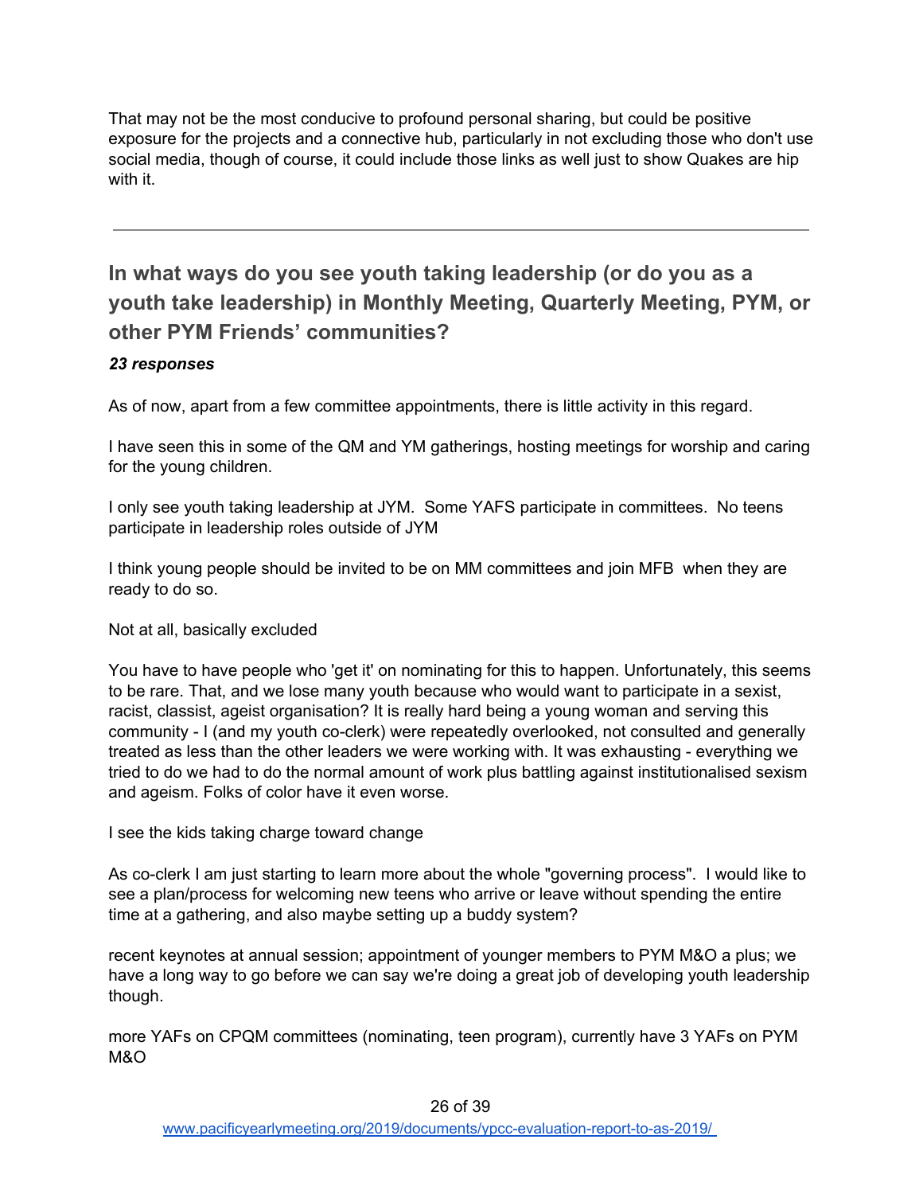That may not be the most conducive to profound personal sharing, but could be positive exposure for the projects and a connective hub, particularly in not excluding those who don't use social media, though of course, it could include those links as well just to show Quakes are hip with it.

---

## In what ways do you see youth taking leadership (or do you as a youth take leadership) in Monthly Meeting, Quarterly Meeting, PYM, or other PYM Friends' communities?

***23 responses***

As of now, apart from a few committee appointments, there is little activity in this regard.

I have seen this in some of the QM and YM gatherings, hosting meetings for worship and caring for the young children.

I only see youth taking leadership at JYM. Some YAFS participate in committees. No teens participate in leadership roles outside of JYM

I think young people should be invited to be on MM committees and join MFB when they are ready to do so.

Not at all, basically excluded

You have to have people who 'get it' on nominating for this to happen. Unfortunately, this seems to be rare. That, and we lose many youth because who would want to participate in a sexist, racist, classist, ageist organisation? It is really hard being a young woman and serving this community - I (and my youth co-clerk) were repeatedly overlooked, not consulted and generally treated as less than the other leaders we were working with. It was exhausting - everything we tried to do we had to do the normal amount of work plus battling against institutionalised sexism and ageism. Folks of color have it even worse.

I see the kids taking charge toward change

As co-clerk I am just starting to learn more about the whole "governing process". I would like to see a plan/process for welcoming new teens who arrive or leave without spending the entire time at a gathering, and also maybe setting up a buddy system?

recent keynotes at annual session; appointment of younger members to PYM M&O a plus; we have a long way to go before we can say we're doing a great job of developing youth leadership though.

more YAFs on CPQM committees (nominating, teen program), currently have 3 YAFs on PYM M&O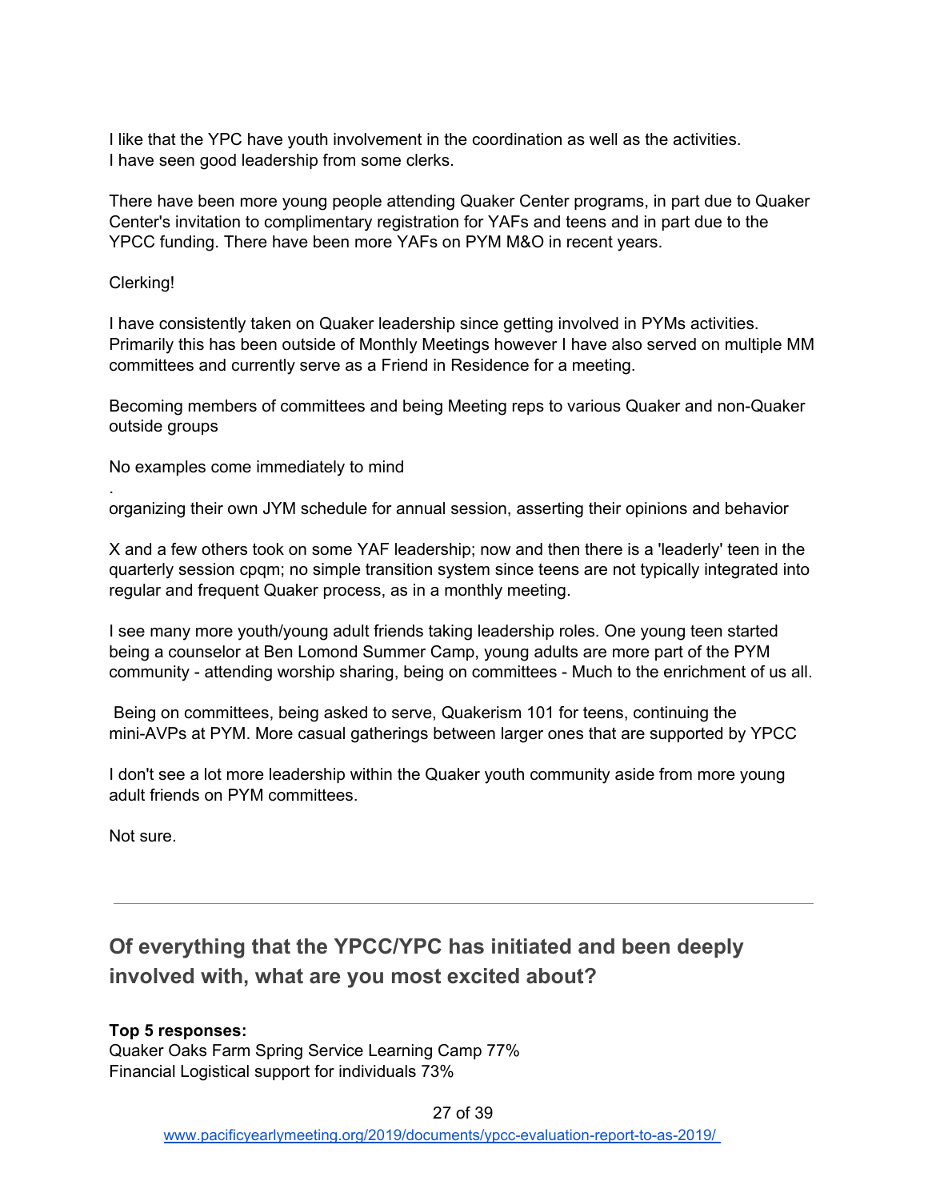I like that the YPC have youth involvement in the coordination as well as the activities. I have seen good leadership from some clerks.

There have been more young people attending Quaker Center programs, in part due to Quaker Center's invitation to complimentary registration for YAFs and teens and in part due to the YPCC funding. There have been more YAFs on PYM M&O in recent years.

Clerking!

I have consistently taken on Quaker leadership since getting involved in PYMs activities. Primarily this has been outside of Monthly Meetings however I have also served on multiple MM committees and currently serve as a Friend in Residence for a meeting.

Becoming members of committees and being Meeting reps to various Quaker and non-Quaker outside groups

No examples come immediately to mind

.
organizing their own JYM schedule for annual session, asserting their opinions and behavior

X and a few others took on some YAF leadership; now and then there is a 'leaderly' teen in the quarterly session cpqm; no simple transition system since teens are not typically integrated into regular and frequent Quaker process, as in a monthly meeting.

I see many more youth/young adult friends taking leadership roles. One young teen started being a counselor at Ben Lomond Summer Camp, young adults are more part of the PYM community - attending worship sharing, being on committees - Much to the enrichment of us all.

Being on committees, being asked to serve, Quakerism 101 for teens, continuing the mini-AVPs at PYM. More casual gatherings between larger ones that are supported by YPCC

I don't see a lot more leadership within the Quaker youth community aside from more young adult friends on PYM committees.

Not sure.

---

## Of everything that the YPCC/YPC has initiated and been deeply involved with, what are you most excited about?

**Top 5 responses:**
Quaker Oaks Farm Spring Service Learning Camp 77%
Financial Logistical support for individuals 73%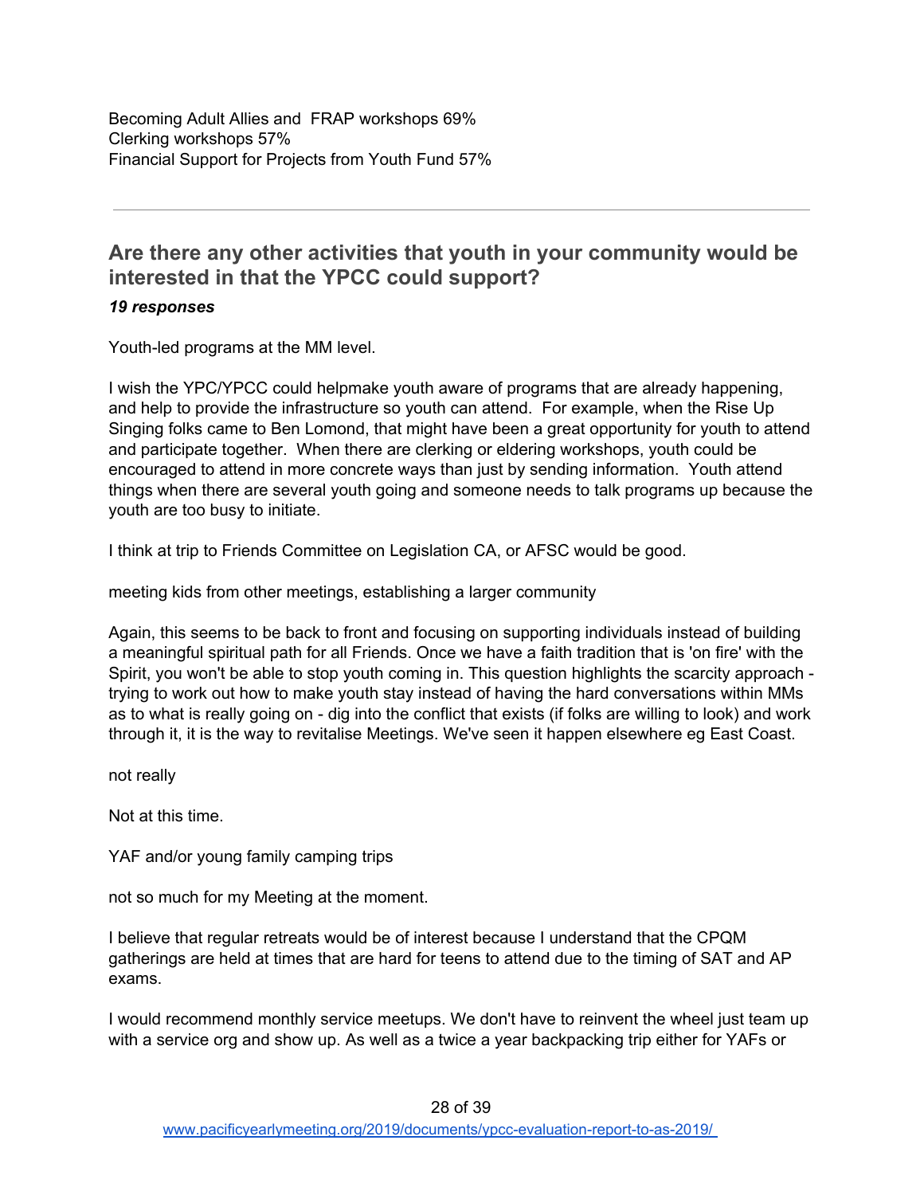Becoming Adult Allies and  FRAP workshops 69%
Clerking workshops 57%
Financial Support for Projects from Youth Fund 57%

---

## Are there any other activities that youth in your community would be interested in that the YPCC could support?

***19 responses***

Youth-led programs at the MM level.

I wish the YPC/YPCC could helpmake youth aware of programs that are already happening, and help to provide the infrastructure so youth can attend.  For example, when the Rise Up Singing folks came to Ben Lomond, that might have been a great opportunity for youth to attend and participate together.  When there are clerking or eldering workshops, youth could be encouraged to attend in more concrete ways than just by sending information.  Youth attend things when there are several youth going and someone needs to talk programs up because the youth are too busy to initiate.

I think at trip to Friends Committee on Legislation CA, or AFSC would be good.

meeting kids from other meetings, establishing a larger community

Again, this seems to be back to front and focusing on supporting individuals instead of building a meaningful spiritual path for all Friends. Once we have a faith tradition that is 'on fire' with the Spirit, you won't be able to stop youth coming in. This question highlights the scarcity approach - trying to work out how to make youth stay instead of having the hard conversations within MMs as to what is really going on - dig into the conflict that exists (if folks are willing to look) and work through it, it is the way to revitalise Meetings. We've seen it happen elsewhere eg East Coast.

not really

Not at this time.

YAF and/or young family camping trips

not so much for my Meeting at the moment.

I believe that regular retreats would be of interest because I understand that the CPQM gatherings are held at times that are hard for teens to attend due to the timing of SAT and AP exams.

I would recommend monthly service meetups. We don't have to reinvent the wheel just team up with a service org and show up. As well as a twice a year backpacking trip either for YAFs or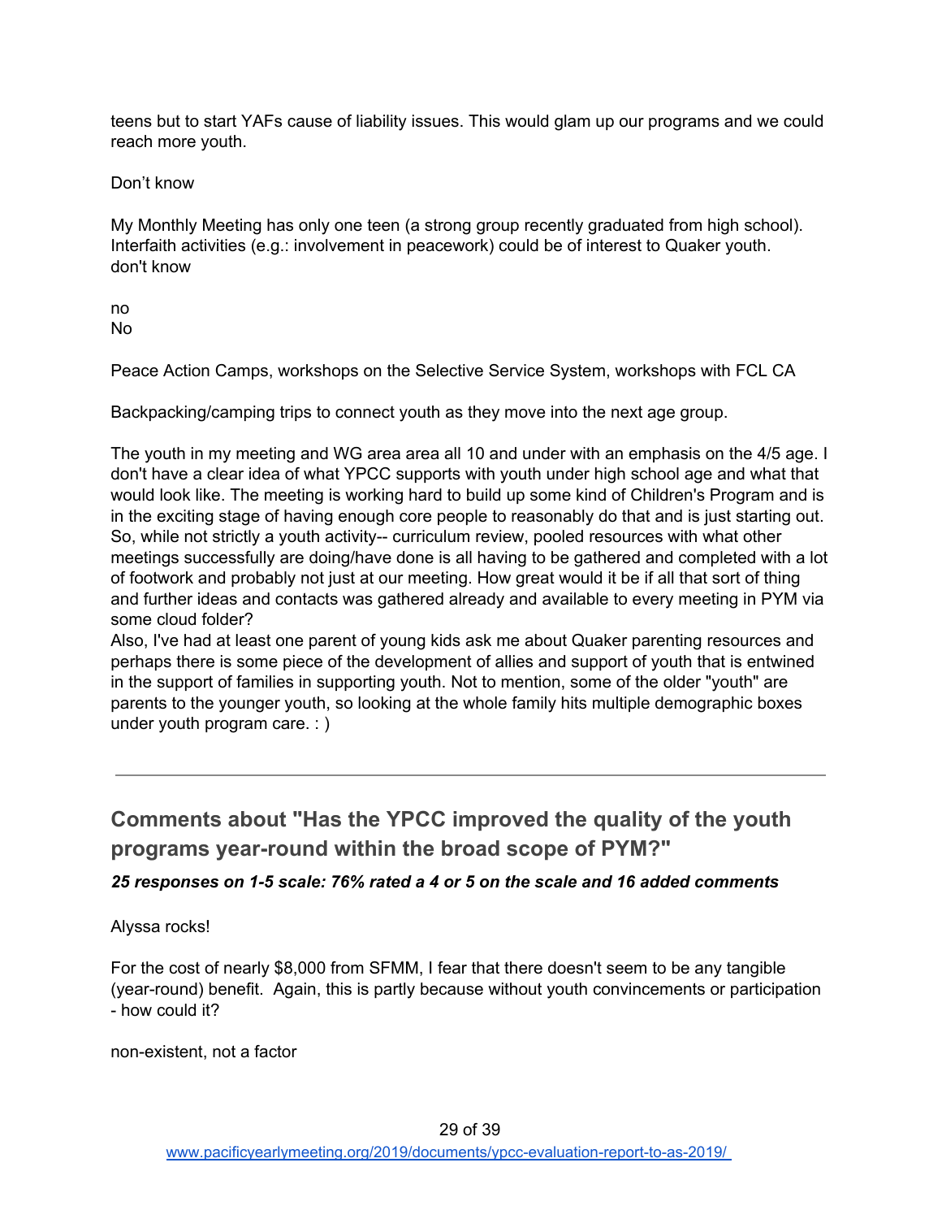teens but to start YAFs cause of liability issues. This would glam up our programs and we could reach more youth.

Don't know

My Monthly Meeting has only one teen (a strong group recently graduated from high school). Interfaith activities (e.g.: involvement in peacework) could be of interest to Quaker youth.
don't know

no
No

Peace Action Camps, workshops on the Selective Service System, workshops with FCL CA

Backpacking/camping trips to connect youth as they move into the next age group.

The youth in my meeting and WG area area all 10 and under with an emphasis on the 4/5 age. I don't have a clear idea of what YPCC supports with youth under high school age and what that would look like. The meeting is working hard to build up some kind of Children's Program and is in the exciting stage of having enough core people to reasonably do that and is just starting out. So, while not strictly a youth activity-- curriculum review, pooled resources with what other meetings successfully are doing/have done is all having to be gathered and completed with a lot of footwork and probably not just at our meeting. How great would it be if all that sort of thing and further ideas and contacts was gathered already and available to every meeting in PYM via some cloud folder?
Also, I've had at least one parent of young kids ask me about Quaker parenting resources and perhaps there is some piece of the development of allies and support of youth that is entwined in the support of families in supporting youth. Not to mention, some of the older "youth" are parents to the younger youth, so looking at the whole family hits multiple demographic boxes under youth program care. : )

---

## Comments about "Has the YPCC improved the quality of the youth programs year-round within the broad scope of PYM?"

***25 responses on 1-5 scale: 76% rated a 4 or 5 on the scale and 16 added comments***

Alyssa rocks!

For the cost of nearly $8,000 from SFMM, I fear that there doesn't seem to be any tangible (year-round) benefit. Again, this is partly because without youth convincements or participation - how could it?

non-existent, not a factor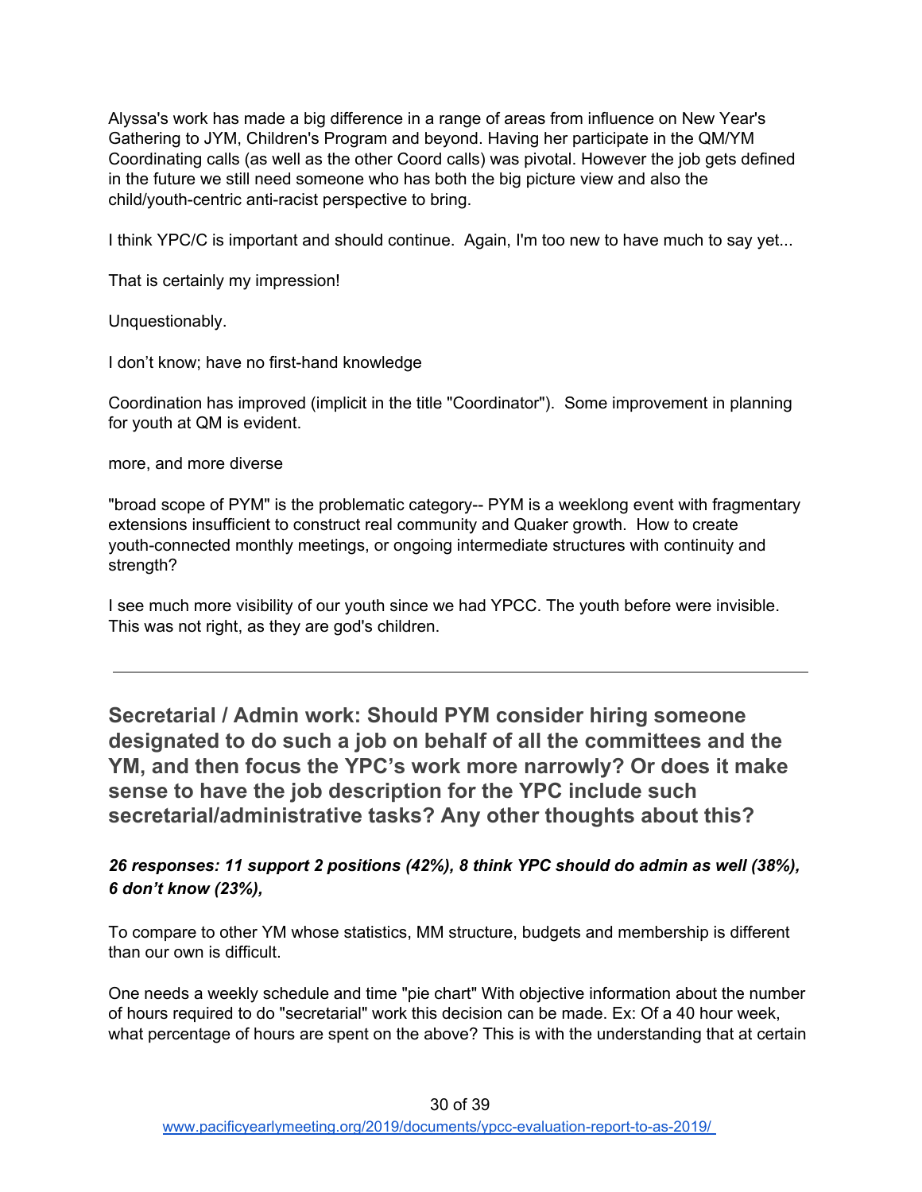Alyssa's work has made a big difference in a range of areas from influence on New Year's Gathering to JYM, Children's Program and beyond. Having her participate in the QM/YM Coordinating calls (as well as the other Coord calls) was pivotal. However the job gets defined in the future we still need someone who has both the big picture view and also the child/youth-centric anti-racist perspective to bring.

I think YPC/C is important and should continue.  Again, I'm too new to have much to say yet...

That is certainly my impression!

Unquestionably.

I don't know; have no first-hand knowledge

Coordination has improved (implicit in the title "Coordinator").  Some improvement in planning for youth at QM is evident.

more, and more diverse

"broad scope of PYM" is the problematic category-- PYM is a weeklong event with fragmentary extensions insufficient to construct real community and Quaker growth.  How to create youth-connected monthly meetings, or ongoing intermediate structures with continuity and strength?

I see much more visibility of our youth since we had YPCC. The youth before were invisible. This was not right, as they are god's children.

---

## Secretarial / Admin work: Should PYM consider hiring someone designated to do such a job on behalf of all the committees and the YM, and then focus the YPC's work more narrowly? Or does it make sense to have the job description for the YPC include such secretarial/administrative tasks? Any other thoughts about this?

***26 responses: 11 support 2 positions (42%), 8 think YPC should do admin as well (38%), 6 don't know (23%),***

To compare to other YM whose statistics, MM structure, budgets and membership is different than our own is difficult.

One needs a weekly schedule and time "pie chart" With objective information about the number of hours required to do "secretarial" work this decision can be made. Ex: Of a 40 hour week, what percentage of hours are spent on the above? This is with the understanding that at certain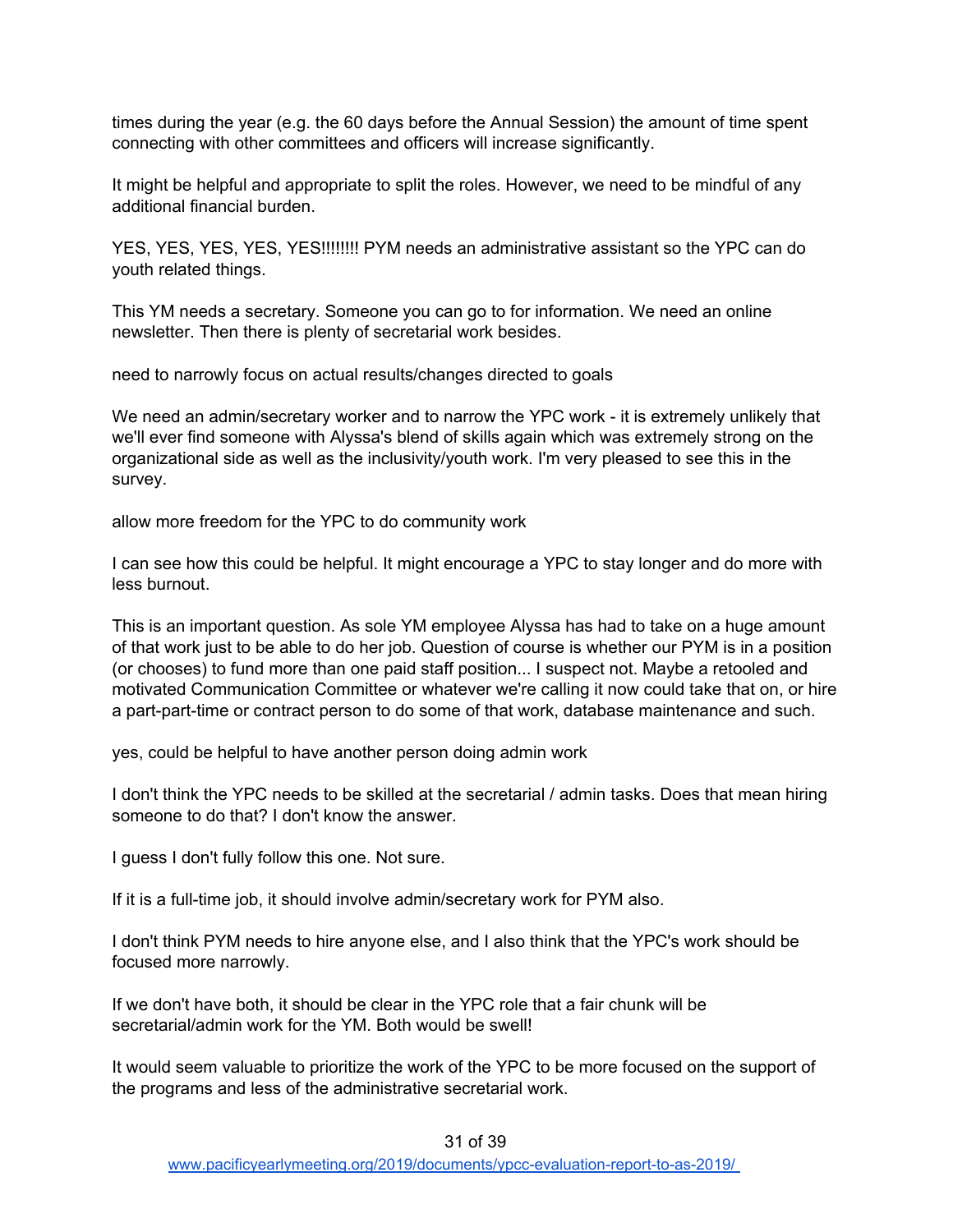times during the year (e.g. the 60 days before the Annual Session) the amount of time spent connecting with other committees and officers will increase significantly.

It might be helpful and appropriate to split the roles. However, we need to be mindful of any additional financial burden.

YES, YES, YES, YES, YES!!!!!!!! PYM needs an administrative assistant so the YPC can do youth related things.

This YM needs a secretary. Someone you can go to for information. We need an online newsletter. Then there is plenty of secretarial work besides.

need to narrowly focus on actual results/changes directed to goals

We need an admin/secretary worker and to narrow the YPC work - it is extremely unlikely that we'll ever find someone with Alyssa's blend of skills again which was extremely strong on the organizational side as well as the inclusivity/youth work. I'm very pleased to see this in the survey.

allow more freedom for the YPC to do community work

I can see how this could be helpful. It might encourage a YPC to stay longer and do more with less burnout.

This is an important question. As sole YM employee Alyssa has had to take on a huge amount of that work just to be able to do her job. Question of course is whether our PYM is in a position (or chooses) to fund more than one paid staff position... I suspect not. Maybe a retooled and motivated Communication Committee or whatever we're calling it now could take that on, or hire a part-part-time or contract person to do some of that work, database maintenance and such.

yes, could be helpful to have another person doing admin work

I don't think the YPC needs to be skilled at the secretarial / admin tasks. Does that mean hiring someone to do that? I don't know the answer.

I guess I don't fully follow this one. Not sure.

If it is a full-time job, it should involve admin/secretary work for PYM also.

I don't think PYM needs to hire anyone else, and I also think that the YPC's work should be focused more narrowly.

If we don't have both, it should be clear in the YPC role that a fair chunk will be secretarial/admin work for the YM. Both would be swell!

It would seem valuable to prioritize the work of the YPC to be more focused on the support of the programs and less of the administrative secretarial work.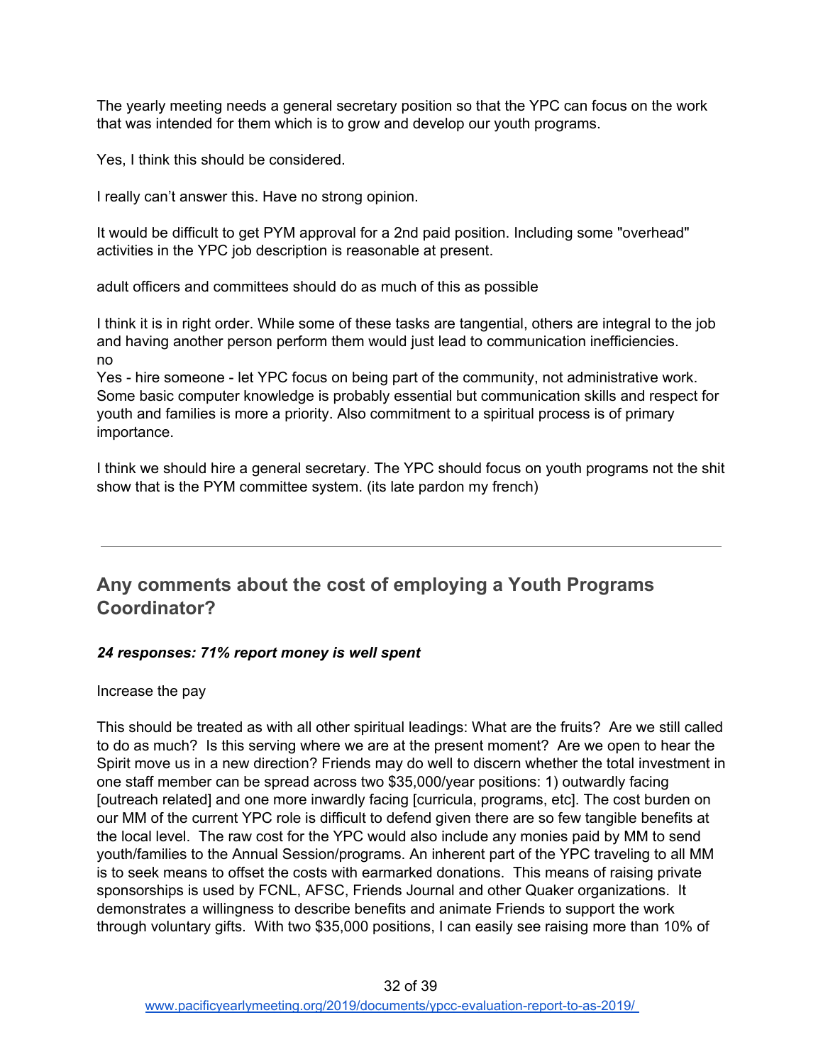The yearly meeting needs a general secretary position so that the YPC can focus on the work that was intended for them which is to grow and develop our youth programs.

Yes, I think this should be considered.

I really can't answer this. Have no strong opinion.

It would be difficult to get PYM approval for a 2nd paid position. Including some "overhead" activities in the YPC job description is reasonable at present.

adult officers and committees should do as much of this as possible

I think it is in right order. While some of these tasks are tangential, others are integral to the job and having another person perform them would just lead to communication inefficiencies.
no
Yes - hire someone - let YPC focus on being part of the community, not administrative work. Some basic computer knowledge is probably essential but communication skills and respect for youth and families is more a priority. Also commitment to a spiritual process is of primary importance.

I think we should hire a general secretary. The YPC should focus on youth programs not the shit show that is the PYM committee system. (its late pardon my french)

---

## Any comments about the cost of employing a Youth Programs Coordinator?

***24 responses: 71% report money is well spent***

Increase the pay

This should be treated as with all other spiritual leadings: What are the fruits? Are we still called to do as much? Is this serving where we are at the present moment? Are we open to hear the Spirit move us in a new direction? Friends may do well to discern whether the total investment in one staff member can be spread across two $35,000/year positions: 1) outwardly facing [outreach related] and one more inwardly facing [curricula, programs, etc]. The cost burden on our MM of the current YPC role is difficult to defend given there are so few tangible benefits at the local level. The raw cost for the YPC would also include any monies paid by MM to send youth/families to the Annual Session/programs. An inherent part of the YPC traveling to all MM is to seek means to offset the costs with earmarked donations. This means of raising private sponsorships is used by FCNL, AFSC, Friends Journal and other Quaker organizations. It demonstrates a willingness to describe benefits and animate Friends to support the work through voluntary gifts. With two $35,000 positions, I can easily see raising more than 10% of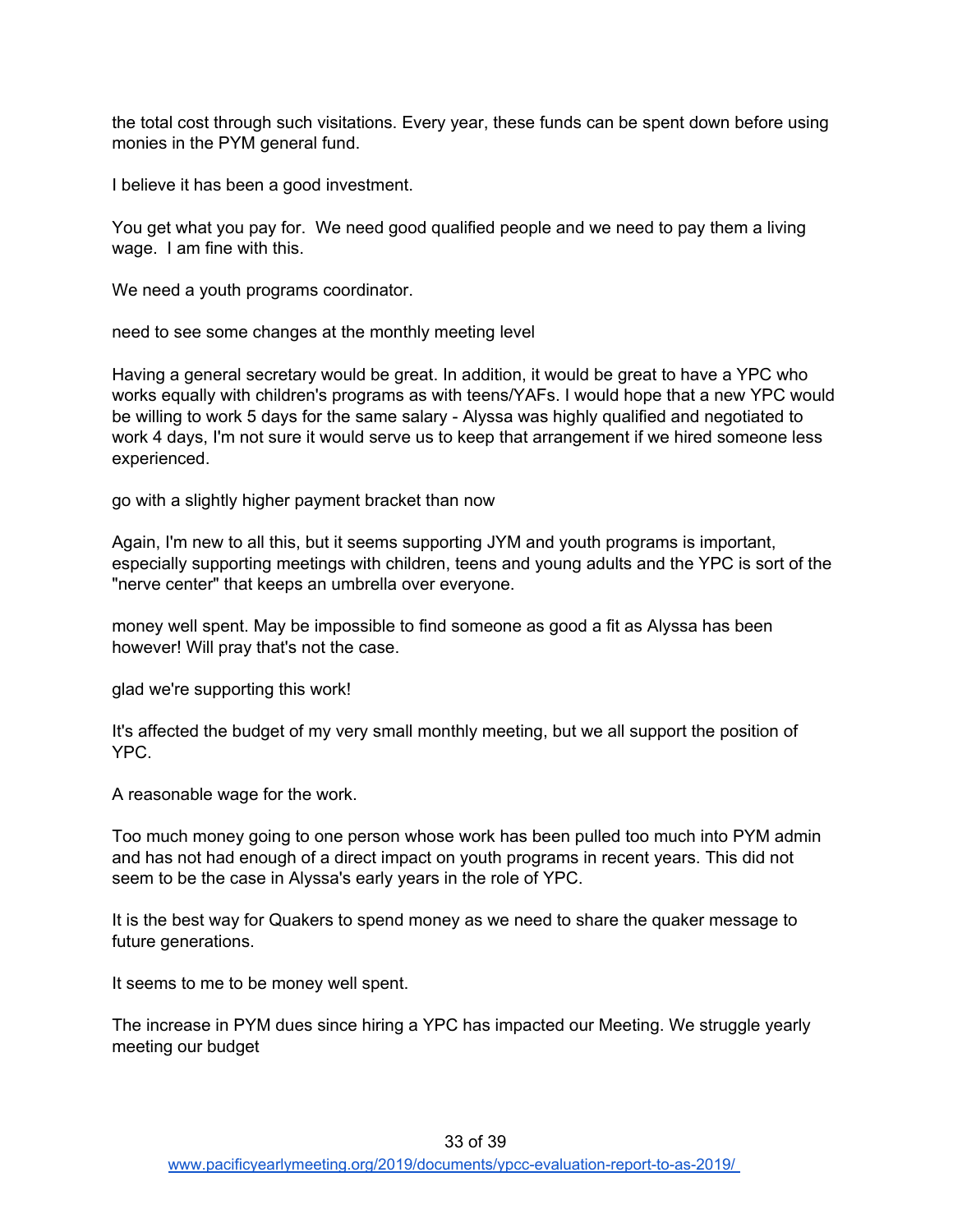the total cost through such visitations. Every year, these funds can be spent down before using monies in the PYM general fund.

I believe it has been a good investment.

You get what you pay for.  We need good qualified people and we need to pay them a living wage.  I am fine with this.

We need a youth programs coordinator.

need to see some changes at the monthly meeting level

Having a general secretary would be great. In addition, it would be great to have a YPC who works equally with children's programs as with teens/YAFs. I would hope that a new YPC would be willing to work 5 days for the same salary - Alyssa was highly qualified and negotiated to work 4 days, I'm not sure it would serve us to keep that arrangement if we hired someone less experienced.

go with a slightly higher payment bracket than now

Again, I'm new to all this, but it seems supporting JYM and youth programs is important, especially supporting meetings with children, teens and young adults and the YPC is sort of the "nerve center" that keeps an umbrella over everyone.

money well spent. May be impossible to find someone as good a fit as Alyssa has been however! Will pray that's not the case.

glad we're supporting this work!

It's affected the budget of my very small monthly meeting, but we all support the position of YPC.

A reasonable wage for the work.

Too much money going to one person whose work has been pulled too much into PYM admin and has not had enough of a direct impact on youth programs in recent years. This did not seem to be the case in Alyssa's early years in the role of YPC.

It is the best way for Quakers to spend money as we need to share the quaker message to future generations.

It seems to me to be money well spent.

The increase in PYM dues since hiring a YPC has impacted our Meeting. We struggle yearly meeting our budget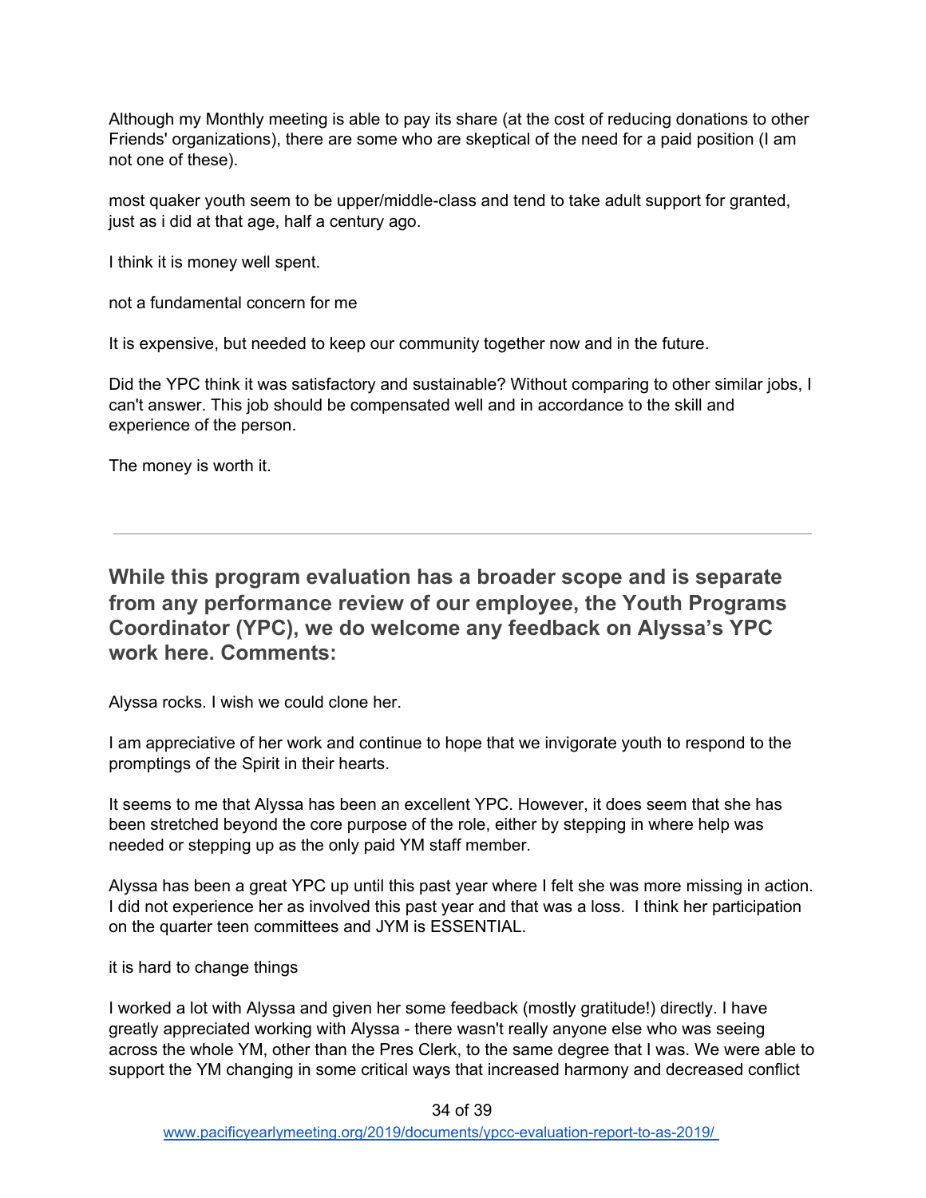Although my Monthly meeting is able to pay its share (at the cost of reducing donations to other Friends' organizations), there are some who are skeptical of the need for a paid position (I am not one of these).

most quaker youth seem to be upper/middle-class and tend to take adult support for granted, just as i did at that age, half a century ago.

I think it is money well spent.

not a fundamental concern for me

It is expensive, but needed to keep our community together now and in the future.

Did the YPC think it was satisfactory and sustainable? Without comparing to other similar jobs, I can't answer. This job should be compensated well and in accordance to the skill and experience of the person.

The money is worth it.

---

## While this program evaluation has a broader scope and is separate from any performance review of our employee, the Youth Programs Coordinator (YPC), we do welcome any feedback on Alyssa's YPC work here. Comments:

Alyssa rocks. I wish we could clone her.

I am appreciative of her work and continue to hope that we invigorate youth to respond to the promptings of the Spirit in their hearts.

It seems to me that Alyssa has been an excellent YPC. However, it does seem that she has been stretched beyond the core purpose of the role, either by stepping in where help was needed or stepping up as the only paid YM staff member.

Alyssa has been a great YPC up until this past year where I felt she was more missing in action. I did not experience her as involved this past year and that was a loss. I think her participation on the quarter teen committees and JYM is ESSENTIAL.

it is hard to change things

I worked a lot with Alyssa and given her some feedback (mostly gratitude!) directly. I have greatly appreciated working with Alyssa - there wasn't really anyone else who was seeing across the whole YM, other than the Pres Clerk, to the same degree that I was. We were able to support the YM changing in some critical ways that increased harmony and decreased conflict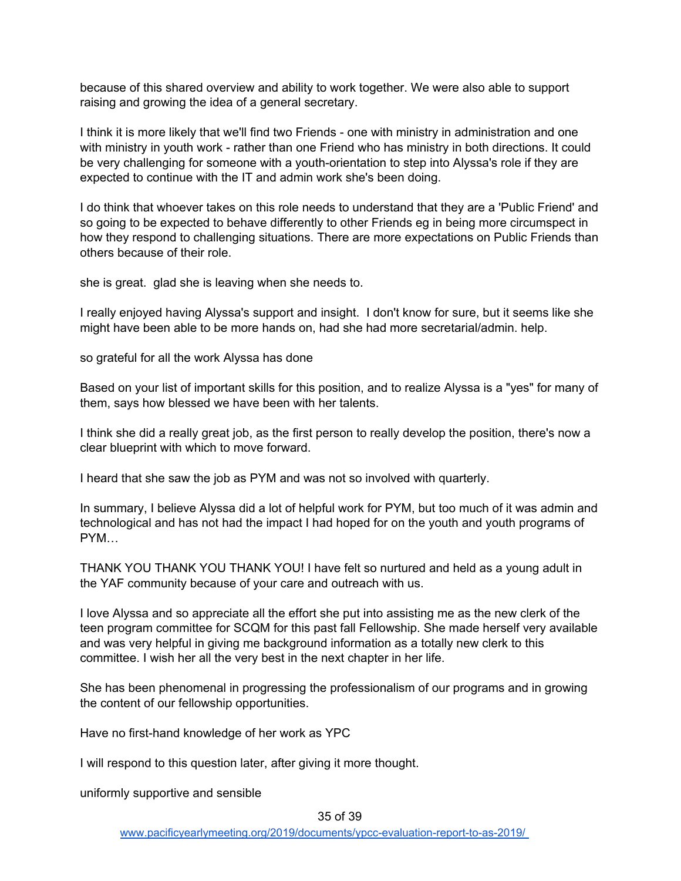because of this shared overview and ability to work together. We were also able to support raising and growing the idea of a general secretary.

I think it is more likely that we'll find two Friends - one with ministry in administration and one with ministry in youth work - rather than one Friend who has ministry in both directions. It could be very challenging for someone with a youth-orientation to step into Alyssa's role if they are expected to continue with the IT and admin work she's been doing.

I do think that whoever takes on this role needs to understand that they are a 'Public Friend' and so going to be expected to behave differently to other Friends eg in being more circumspect in how they respond to challenging situations. There are more expectations on Public Friends than others because of their role.

she is great. glad she is leaving when she needs to.

I really enjoyed having Alyssa's support and insight. I don't know for sure, but it seems like she might have been able to be more hands on, had she had more secretarial/admin. help.

so grateful for all the work Alyssa has done

Based on your list of important skills for this position, and to realize Alyssa is a "yes" for many of them, says how blessed we have been with her talents.

I think she did a really great job, as the first person to really develop the position, there's now a clear blueprint with which to move forward.

I heard that she saw the job as PYM and was not so involved with quarterly.

In summary, I believe Alyssa did a lot of helpful work for PYM, but too much of it was admin and technological and has not had the impact I had hoped for on the youth and youth programs of PYM…

THANK YOU THANK YOU THANK YOU! I have felt so nurtured and held as a young adult in the YAF community because of your care and outreach with us.

I love Alyssa and so appreciate all the effort she put into assisting me as the new clerk of the teen program committee for SCQM for this past fall Fellowship. She made herself very available and was very helpful in giving me background information as a totally new clerk to this committee. I wish her all the very best in the next chapter in her life.

She has been phenomenal in progressing the professionalism of our programs and in growing the content of our fellowship opportunities.

Have no first-hand knowledge of her work as YPC

I will respond to this question later, after giving it more thought.

uniformly supportive and sensible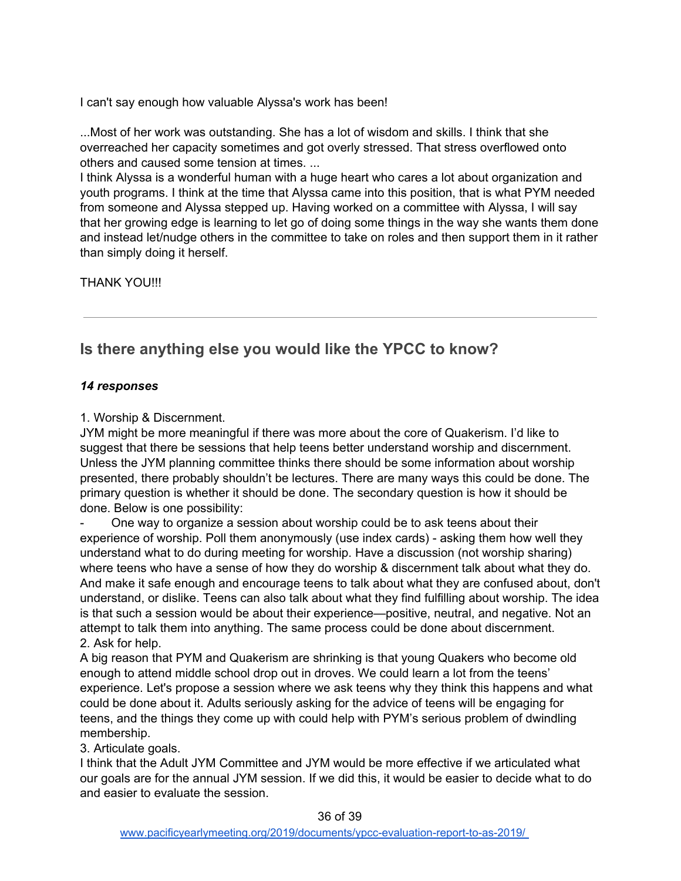I can't say enough how valuable Alyssa's work has been!

...Most of her work was outstanding. She has a lot of wisdom and skills. I think that she overreached her capacity sometimes and got overly stressed. That stress overflowed onto others and caused some tension at times. ...
I think Alyssa is a wonderful human with a huge heart who cares a lot about organization and youth programs. I think at the time that Alyssa came into this position, that is what PYM needed from someone and Alyssa stepped up. Having worked on a committee with Alyssa, I will say that her growing edge is learning to let go of doing some things in the way she wants them done and instead let/nudge others in the committee to take on roles and then support them in it rather than simply doing it herself.

THANK YOU!!!

---

## Is there anything else you would like the YPCC to know?

***14 responses***

1. Worship & Discernment.
JYM might be more meaningful if there was more about the core of Quakerism. I'd like to suggest that there be sessions that help teens better understand worship and discernment. Unless the JYM planning committee thinks there should be some information about worship presented, there probably shouldn't be lectures. There are many ways this could be done. The primary question is whether it should be done. The secondary question is how it should be done. Below is one possibility:
- One way to organize a session about worship could be to ask teens about their experience of worship. Poll them anonymously (use index cards) - asking them how well they understand what to do during meeting for worship. Have a discussion (not worship sharing) where teens who have a sense of how they do worship & discernment talk about what they do. And make it safe enough and encourage teens to talk about what they are confused about, don't understand, or dislike. Teens can also talk about what they find fulfilling about worship. The idea is that such a session would be about their experience—positive, neutral, and negative. Not an attempt to talk them into anything. The same process could be done about discernment.
2. Ask for help.
A big reason that PYM and Quakerism are shrinking is that young Quakers who become old enough to attend middle school drop out in droves. We could learn a lot from the teens' experience. Let's propose a session where we ask teens why they think this happens and what could be done about it. Adults seriously asking for the advice of teens will be engaging for teens, and the things they come up with could help with PYM's serious problem of dwindling membership.
3. Articulate goals.
I think that the Adult JYM Committee and JYM would be more effective if we articulated what our goals are for the annual JYM session. If we did this, it would be easier to decide what to do and easier to evaluate the session.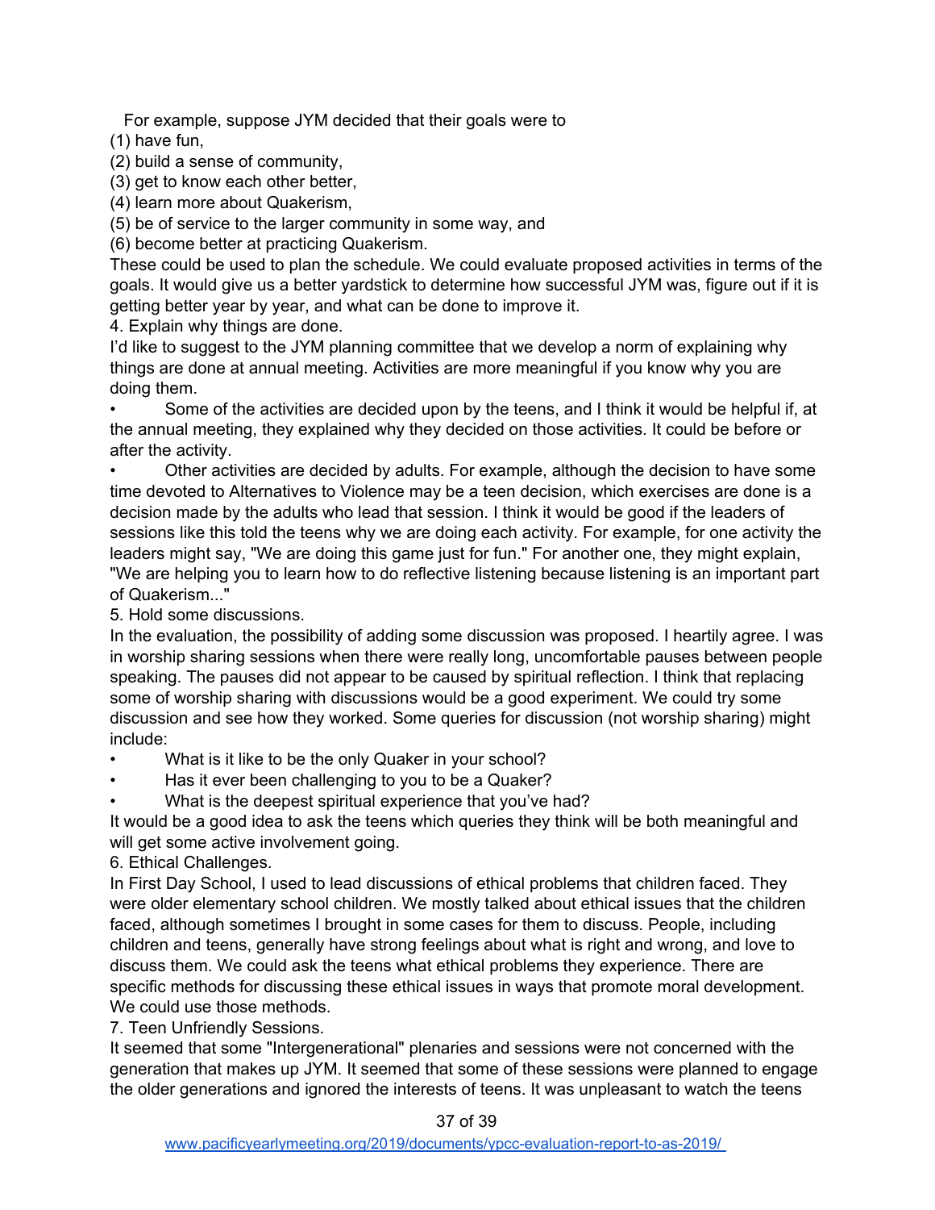For example, suppose JYM decided that their goals were to

(1) have fun,
(2) build a sense of community,
(3) get to know each other better,
(4) learn more about Quakerism,
(5) be of service to the larger community in some way, and
(6) become better at practicing Quakerism.

These could be used to plan the schedule. We could evaluate proposed activities in terms of the goals. It would give us a better yardstick to determine how successful JYM was, figure out if it is getting better year by year, and what can be done to improve it.

4. Explain why things are done.

I'd like to suggest to the JYM planning committee that we develop a norm of explaining why things are done at annual meeting. Activities are more meaningful if you know why you are doing them.

- Some of the activities are decided upon by the teens, and I think it would be helpful if, at the annual meeting, they explained why they decided on those activities. It could be before or after the activity.
- Other activities are decided by adults. For example, although the decision to have some time devoted to Alternatives to Violence may be a teen decision, which exercises are done is a decision made by the adults who lead that session. I think it would be good if the leaders of sessions like this told the teens why we are doing each activity. For example, for one activity the leaders might say, "We are doing this game just for fun." For another one, they might explain, "We are helping you to learn how to do reflective listening because listening is an important part of Quakerism..."

5. Hold some discussions.

In the evaluation, the possibility of adding some discussion was proposed. I heartily agree. I was in worship sharing sessions when there were really long, uncomfortable pauses between people speaking. The pauses did not appear to be caused by spiritual reflection. I think that replacing some of worship sharing with discussions would be a good experiment. We could try some discussion and see how they worked. Some queries for discussion (not worship sharing) might include:

- What is it like to be the only Quaker in your school?
- Has it ever been challenging to you to be a Quaker?
- What is the deepest spiritual experience that you've had?

It would be a good idea to ask the teens which queries they think will be both meaningful and will get some active involvement going.

6. Ethical Challenges.

In First Day School, I used to lead discussions of ethical problems that children faced. They were older elementary school children. We mostly talked about ethical issues that the children faced, although sometimes I brought in some cases for them to discuss. People, including children and teens, generally have strong feelings about what is right and wrong, and love to discuss them. We could ask the teens what ethical problems they experience. There are specific methods for discussing these ethical issues in ways that promote moral development. We could use those methods.

7. Teen Unfriendly Sessions.

It seemed that some "Intergenerational" plenaries and sessions were not concerned with the generation that makes up JYM. It seemed that some of these sessions were planned to engage the older generations and ignored the interests of teens. It was unpleasant to watch the teens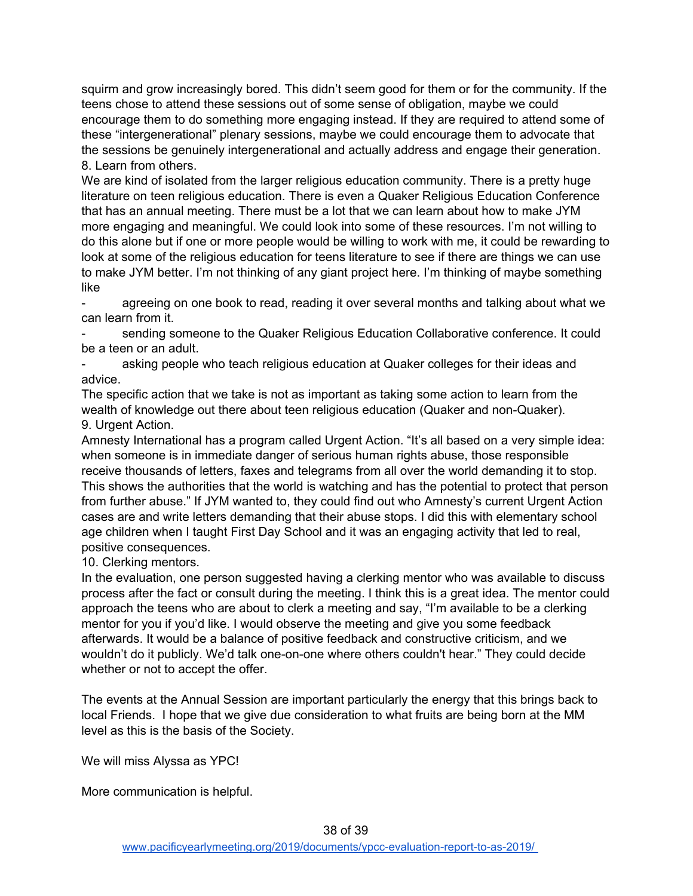squirm and grow increasingly bored. This didn't seem good for them or for the community. If the teens chose to attend these sessions out of some sense of obligation, maybe we could encourage them to do something more engaging instead. If they are required to attend some of these "intergenerational" plenary sessions, maybe we could encourage them to advocate that the sessions be genuinely intergenerational and actually address and engage their generation.

8. Learn from others.

We are kind of isolated from the larger religious education community. There is a pretty huge literature on teen religious education. There is even a Quaker Religious Education Conference that has an annual meeting. There must be a lot that we can learn about how to make JYM more engaging and meaningful. We could look into some of these resources. I'm not willing to do this alone but if one or more people would be willing to work with me, it could be rewarding to look at some of the religious education for teens literature to see if there are things we can use to make JYM better. I'm not thinking of any giant project here. I'm thinking of maybe something like

- agreeing on one book to read, reading it over several months and talking about what we can learn from it.
- sending someone to the Quaker Religious Education Collaborative conference. It could be a teen or an adult.
- asking people who teach religious education at Quaker colleges for their ideas and advice.

The specific action that we take is not as important as taking some action to learn from the wealth of knowledge out there about teen religious education (Quaker and non-Quaker).

9. Urgent Action.

Amnesty International has a program called Urgent Action. "It's all based on a very simple idea: when someone is in immediate danger of serious human rights abuse, those responsible receive thousands of letters, faxes and telegrams from all over the world demanding it to stop. This shows the authorities that the world is watching and has the potential to protect that person from further abuse." If JYM wanted to, they could find out who Amnesty's current Urgent Action cases are and write letters demanding that their abuse stops. I did this with elementary school age children when I taught First Day School and it was an engaging activity that led to real, positive consequences.

10. Clerking mentors.

In the evaluation, one person suggested having a clerking mentor who was available to discuss process after the fact or consult during the meeting. I think this is a great idea. The mentor could approach the teens who are about to clerk a meeting and say, "I'm available to be a clerking mentor for you if you'd like. I would observe the meeting and give you some feedback afterwards. It would be a balance of positive feedback and constructive criticism, and we wouldn't do it publicly. We'd talk one-on-one where others couldn't hear." They could decide whether or not to accept the offer.

The events at the Annual Session are important particularly the energy that this brings back to local Friends. I hope that we give due consideration to what fruits are being born at the MM level as this is the basis of the Society.

We will miss Alyssa as YPC!

More communication is helpful.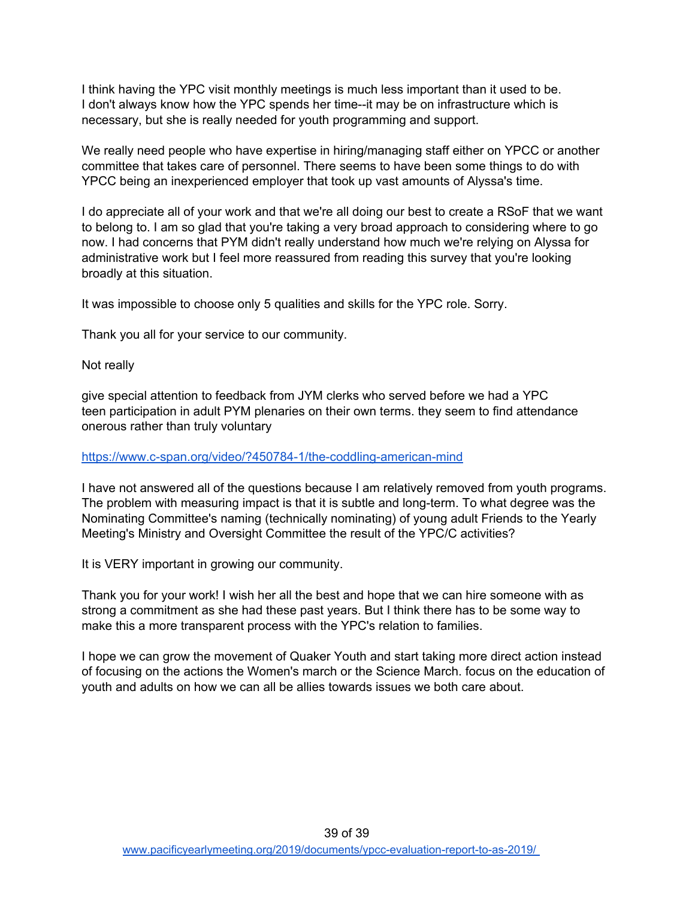I think having the YPC visit monthly meetings is much less important than it used to be. I don't always know how the YPC spends her time--it may be on infrastructure which is necessary, but she is really needed for youth programming and support.

We really need people who have expertise in hiring/managing staff either on YPCC or another committee that takes care of personnel. There seems to have been some things to do with YPCC being an inexperienced employer that took up vast amounts of Alyssa's time.

I do appreciate all of your work and that we're all doing our best to create a RSoF that we want to belong to. I am so glad that you're taking a very broad approach to considering where to go now. I had concerns that PYM didn't really understand how much we're relying on Alyssa for administrative work but I feel more reassured from reading this survey that you're looking broadly at this situation.

It was impossible to choose only 5 qualities and skills for the YPC role. Sorry.

Thank you all for your service to our community.

Not really

give special attention to feedback from JYM clerks who served before we had a YPC
teen participation in adult PYM plenaries on their own terms. they seem to find attendance onerous rather than truly voluntary

https://www.c-span.org/video/?450784-1/the-coddling-american-mind

I have not answered all of the questions because I am relatively removed from youth programs. The problem with measuring impact is that it is subtle and long-term. To what degree was the Nominating Committee's naming (technically nominating) of young adult Friends to the Yearly Meeting's Ministry and Oversight Committee the result of the YPC/C activities?

It is VERY important in growing our community.

Thank you for your work! I wish her all the best and hope that we can hire someone with as strong a commitment as she had these past years. But I think there has to be some way to make this a more transparent process with the YPC's relation to families.

I hope we can grow the movement of Quaker Youth and start taking more direct action instead of focusing on the actions the Women's march or the Science March. focus on the education of youth and adults on how we can all be allies towards issues we both care about.